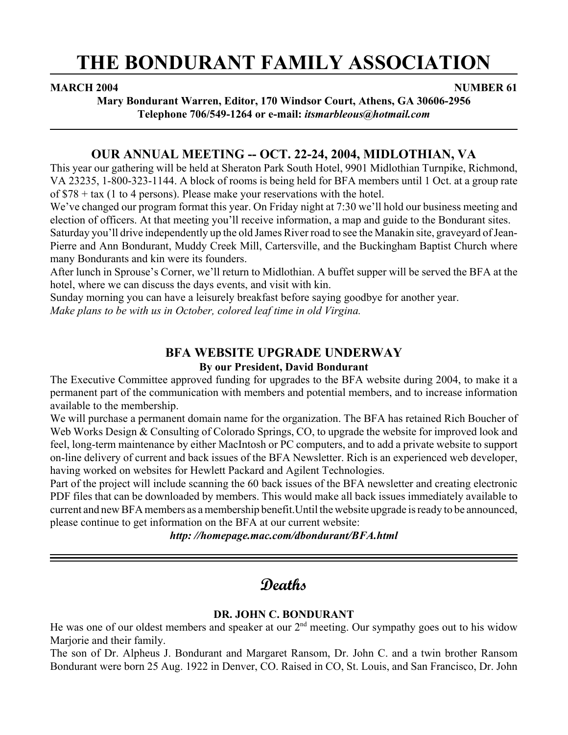# THE BONDURANT FAMILY ASSOCIATION

**MARCH 2004** **NUMBER 61**

**Mary Bondurant Warren, Editor, 170 Windsor Court, Athens, GA 30606-2956**
**Telephone 706/549-1264 or e-mail: *itsmarbleous@hotmail.com***

## OUR ANNUAL MEETING -- OCT. 22-24, 2004, MIDLOTHIAN, VA

This year our gathering will be held at Sheraton Park South Hotel, 9901 Midlothian Turnpike, Richmond, VA 23235, 1-800-323-1144. A block of rooms is being held for BFA members until 1 Oct. at a group rate of $78 + tax (1 to 4 persons). Please make your reservations with the hotel.

We've changed our program format this year. On Friday night at 7:30 we'll hold our business meeting and election of officers. At that meeting you'll receive information, a map and guide to the Bondurant sites.

Saturday you'll drive independently up the old James River road to see the Manakin site, graveyard of Jean-Pierre and Ann Bondurant, Muddy Creek Mill, Cartersville, and the Buckingham Baptist Church where many Bondurants and kin were its founders.

After lunch in Sprouse's Corner, we'll return to Midlothian. A buffet supper will be served the BFA at the hotel, where we can discuss the days events, and visit with kin.

Sunday morning you can have a leisurely breakfast before saying goodbye for another year.

*Make plans to be with us in October, colored leaf time in old Virgina.*

## BFA WEBSITE UPGRADE UNDERWAY

**By our President, David Bondurant**

The Executive Committee approved funding for upgrades to the BFA website during 2004, to make it a permanent part of the communication with members and potential members, and to increase information available to the membership.

We will purchase a permanent domain name for the organization. The BFA has retained Rich Boucher of Web Works Design & Consulting of Colorado Springs, CO, to upgrade the website for improved look and feel, long-term maintenance by either MacIntosh or PC computers, and to add a private website to support on-line delivery of current and back issues of the BFA Newsletter. Rich is an experienced web developer, having worked on websites for Hewlett Packard and Agilent Technologies.

Part of the project will include scanning the 60 back issues of the BFA newsletter and creating electronic PDF files that can be downloaded by members. This would make all back issues immediately available to current and new BFA members as a membership benefit.Until the website upgrade is ready to be announced, please continue to get information on the BFA at our current website:

***http: //homepage.mac.com/dbondurant/BFA.html***

---

## Deaths

### DR. JOHN C. BONDURANT

He was one of our oldest members and speaker at our 2nd meeting. Our sympathy goes out to his widow Marjorie and their family.

The son of Dr. Alpheus J. Bondurant and Margaret Ransom, Dr. John C. and a twin brother Ransom Bondurant were born 25 Aug. 1922 in Denver, CO. Raised in CO, St. Louis, and San Francisco, Dr. John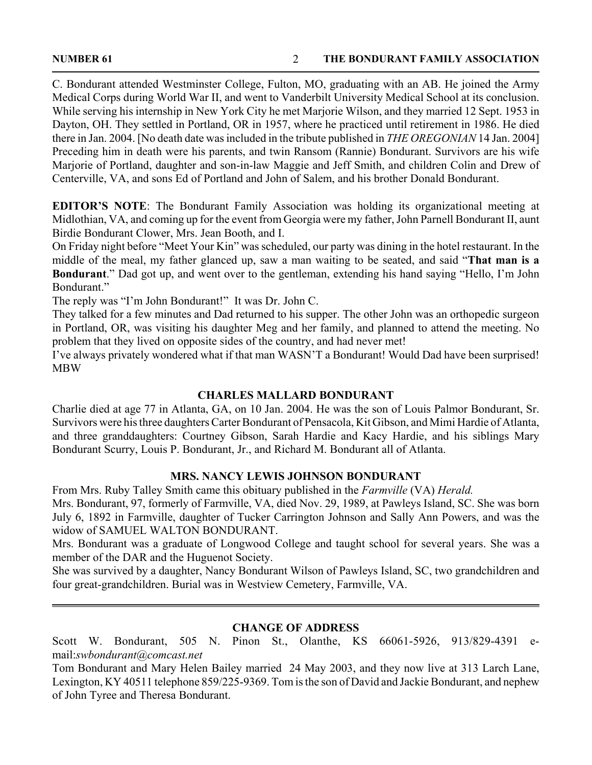C. Bondurant attended Westminster College, Fulton, MO, graduating with an AB. He joined the Army Medical Corps during World War II, and went to Vanderbilt University Medical School at its conclusion. While serving his internship in New York City he met Marjorie Wilson, and they married 12 Sept. 1953 in Dayton, OH. They settled in Portland, OR in 1957, where he practiced until retirement in 1986. He died there in Jan. 2004. [No death date was included in the tribute published in *THE OREGONIAN* 14 Jan. 2004] Preceding him in death were his parents, and twin Ransom (Rannie) Bondurant. Survivors are his wife Marjorie of Portland, daughter and son-in-law Maggie and Jeff Smith, and children Colin and Drew of Centerville, VA, and sons Ed of Portland and John of Salem, and his brother Donald Bondurant.

**EDITOR'S NOTE**: The Bondurant Family Association was holding its organizational meeting at Midlothian, VA, and coming up for the event from Georgia were my father, John Parnell Bondurant II, aunt Birdie Bondurant Clower, Mrs. Jean Booth, and I.

On Friday night before "Meet Your Kin" was scheduled, our party was dining in the hotel restaurant. In the middle of the meal, my father glanced up, saw a man waiting to be seated, and said "**That man is a Bondurant**." Dad got up, and went over to the gentleman, extending his hand saying "Hello, I'm John Bondurant."

The reply was "I'm John Bondurant!" It was Dr. John C.

They talked for a few minutes and Dad returned to his supper. The other John was an orthopedic surgeon in Portland, OR, was visiting his daughter Meg and her family, and planned to attend the meeting. No problem that they lived on opposite sides of the country, and had never met!

I've always privately wondered what if that man WASN'T a Bondurant! Would Dad have been surprised! MBW

## CHARLES MALLARD BONDURANT

Charlie died at age 77 in Atlanta, GA, on 10 Jan. 2004. He was the son of Louis Palmor Bondurant, Sr. Survivors were his three daughters Carter Bondurant of Pensacola, Kit Gibson, and Mimi Hardie of Atlanta, and three granddaughters: Courtney Gibson, Sarah Hardie and Kacy Hardie, and his siblings Mary Bondurant Scurry, Louis P. Bondurant, Jr., and Richard M. Bondurant all of Atlanta.

## MRS. NANCY LEWIS JOHNSON BONDURANT

From Mrs. Ruby Talley Smith came this obituary published in the *Farmville* (VA) *Herald.*

Mrs. Bondurant, 97, formerly of Farmville, VA, died Nov. 29, 1989, at Pawleys Island, SC. She was born July 6, 1892 in Farmville, daughter of Tucker Carrington Johnson and Sally Ann Powers, and was the widow of SAMUEL WALTON BONDURANT.

Mrs. Bondurant was a graduate of Longwood College and taught school for several years. She was a member of the DAR and the Huguenot Society.

She was survived by a daughter, Nancy Bondurant Wilson of Pawleys Island, SC, two grandchildren and four great-grandchildren. Burial was in Westview Cemetery, Farmville, VA.

---

## CHANGE OF ADDRESS

Scott W. Bondurant, 505 N. Pinon St., Olanthe, KS 66061-5926, 913/829-4391 e-mail:*swbondurant@comcast.net*

Tom Bondurant and Mary Helen Bailey married 24 May 2003, and they now live at 313 Larch Lane, Lexington, KY 40511 telephone 859/225-9369. Tom is the son of David and Jackie Bondurant, and nephew of John Tyree and Theresa Bondurant.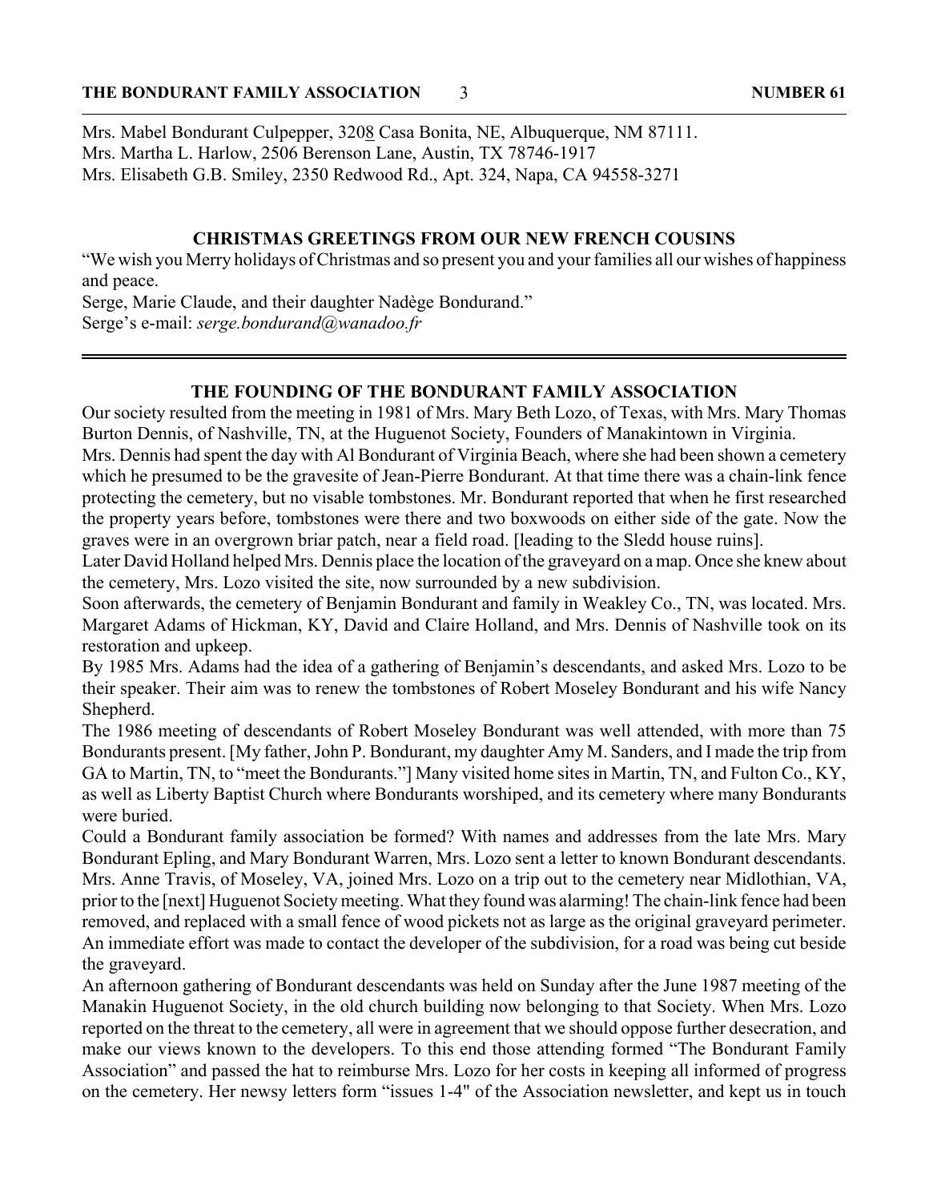Mrs. Mabel Bondurant Culpepper, 3208 Casa Bonita, NE, Albuquerque, NM 87111.
Mrs. Martha L. Harlow, 2506 Berenson Lane, Austin, TX 78746-1917
Mrs. Elisabeth G.B. Smiley, 2350 Redwood Rd., Apt. 324, Napa, CA 94558-3271

## CHRISTMAS GREETINGS FROM OUR NEW FRENCH COUSINS

"We wish you Merry holidays of Christmas and so present you and your families all our wishes of happiness and peace.
Serge, Marie Claude, and their daughter Nadège Bondurand."
Serge's e-mail: *serge.bondurand@wanadoo.fr*

---

## THE FOUNDING OF THE BONDURANT FAMILY ASSOCIATION

Our society resulted from the meeting in 1981 of Mrs. Mary Beth Lozo, of Texas, with Mrs. Mary Thomas Burton Dennis, of Nashville, TN, at the Huguenot Society, Founders of Manakintown in Virginia.

Mrs. Dennis had spent the day with Al Bondurant of Virginia Beach, where she had been shown a cemetery which he presumed to be the gravesite of Jean-Pierre Bondurant. At that time there was a chain-link fence protecting the cemetery, but no visable tombstones. Mr. Bondurant reported that when he first researched the property years before, tombstones were there and two boxwoods on either side of the gate. Now the graves were in an overgrown briar patch, near a field road. [leading to the Sledd house ruins].

Later David Holland helped Mrs. Dennis place the location of the graveyard on a map. Once she knew about the cemetery, Mrs. Lozo visited the site, now surrounded by a new subdivision.

Soon afterwards, the cemetery of Benjamin Bondurant and family in Weakley Co., TN, was located. Mrs. Margaret Adams of Hickman, KY, David and Claire Holland, and Mrs. Dennis of Nashville took on its restoration and upkeep.

By 1985 Mrs. Adams had the idea of a gathering of Benjamin's descendants, and asked Mrs. Lozo to be their speaker. Their aim was to renew the tombstones of Robert Moseley Bondurant and his wife Nancy Shepherd.

The 1986 meeting of descendants of Robert Moseley Bondurant was well attended, with more than 75 Bondurants present. [My father, John P. Bondurant, my daughter Amy M. Sanders, and I made the trip from GA to Martin, TN, to "meet the Bondurants."] Many visited home sites in Martin, TN, and Fulton Co., KY, as well as Liberty Baptist Church where Bondurants worshiped, and its cemetery where many Bondurants were buried.

Could a Bondurant family association be formed? With names and addresses from the late Mrs. Mary Bondurant Epling, and Mary Bondurant Warren, Mrs. Lozo sent a letter to known Bondurant descendants. Mrs. Anne Travis, of Moseley, VA, joined Mrs. Lozo on a trip out to the cemetery near Midlothian, VA, prior to the [next] Huguenot Society meeting. What they found was alarming! The chain-link fence had been removed, and replaced with a small fence of wood pickets not as large as the original graveyard perimeter. An immediate effort was made to contact the developer of the subdivision, for a road was being cut beside the graveyard.

An afternoon gathering of Bondurant descendants was held on Sunday after the June 1987 meeting of the Manakin Huguenot Society, in the old church building now belonging to that Society. When Mrs. Lozo reported on the threat to the cemetery, all were in agreement that we should oppose further desecration, and make our views known to the developers. To this end those attending formed "The Bondurant Family Association" and passed the hat to reimburse Mrs. Lozo for her costs in keeping all informed of progress on the cemetery. Her newsy letters form "issues 1-4" of the Association newsletter, and kept us in touch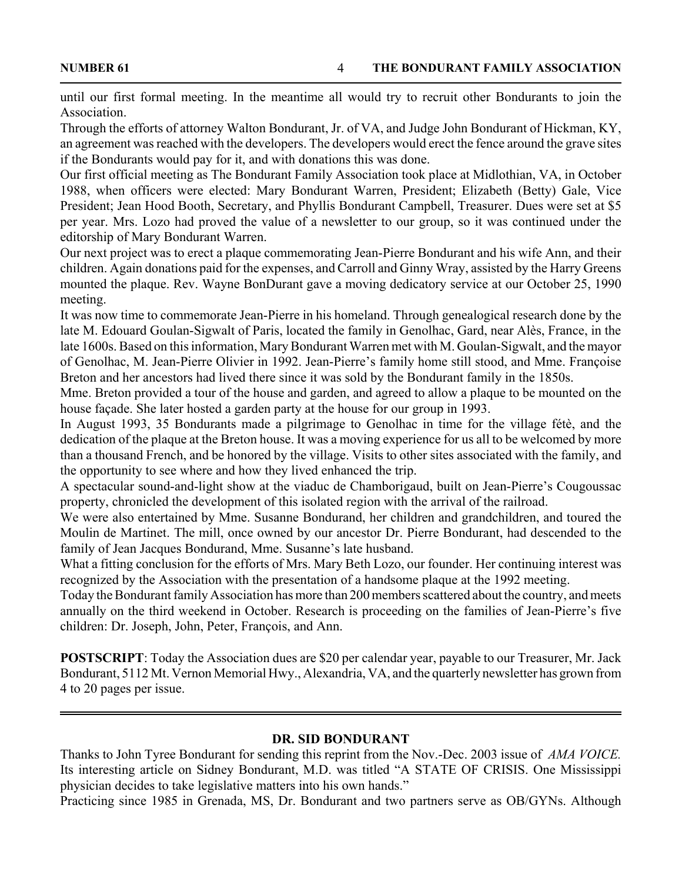until our first formal meeting. In the meantime all would try to recruit other Bondurants to join the Association.

Through the efforts of attorney Walton Bondurant, Jr. of VA, and Judge John Bondurant of Hickman, KY, an agreement was reached with the developers. The developers would erect the fence around the grave sites if the Bondurants would pay for it, and with donations this was done.

Our first official meeting as The Bondurant Family Association took place at Midlothian, VA, in October 1988, when officers were elected: Mary Bondurant Warren, President; Elizabeth (Betty) Gale, Vice President; Jean Hood Booth, Secretary, and Phyllis Bondurant Campbell, Treasurer. Dues were set at $5 per year. Mrs. Lozo had proved the value of a newsletter to our group, so it was continued under the editorship of Mary Bondurant Warren.

Our next project was to erect a plaque commemorating Jean-Pierre Bondurant and his wife Ann, and their children. Again donations paid for the expenses, and Carroll and Ginny Wray, assisted by the Harry Greens mounted the plaque. Rev. Wayne BonDurant gave a moving dedicatory service at our October 25, 1990 meeting.

It was now time to commemorate Jean-Pierre in his homeland. Through genealogical research done by the late M. Edouard Goulan-Sigwalt of Paris, located the family in Genolhac, Gard, near Alès, France, in the late 1600s. Based on this information, Mary Bondurant Warren met with M. Goulan-Sigwalt, and the mayor of Genolhac, M. Jean-Pierre Olivier in 1992. Jean-Pierre's family home still stood, and Mme. Françoise Breton and her ancestors had lived there since it was sold by the Bondurant family in the 1850s.

Mme. Breton provided a tour of the house and garden, and agreed to allow a plaque to be mounted on the house façade. She later hosted a garden party at the house for our group in 1993.

In August 1993, 35 Bondurants made a pilgrimage to Genolhac in time for the village fétè, and the dedication of the plaque at the Breton house. It was a moving experience for us all to be welcomed by more than a thousand French, and be honored by the village. Visits to other sites associated with the family, and the opportunity to see where and how they lived enhanced the trip.

A spectacular sound-and-light show at the viaduc de Chamborigaud, built on Jean-Pierre's Cougoussac property, chronicled the development of this isolated region with the arrival of the railroad.

We were also entertained by Mme. Susanne Bondurand, her children and grandchildren, and toured the Moulin de Martinet. The mill, once owned by our ancestor Dr. Pierre Bondurant, had descended to the family of Jean Jacques Bondurand, Mme. Susanne's late husband.

What a fitting conclusion for the efforts of Mrs. Mary Beth Lozo, our founder. Her continuing interest was recognized by the Association with the presentation of a handsome plaque at the 1992 meeting.

Today the Bondurant family Association has more than 200 members scattered about the country, and meets annually on the third weekend in October. Research is proceeding on the families of Jean-Pierre's five children: Dr. Joseph, John, Peter, François, and Ann.

**POSTSCRIPT**: Today the Association dues are $20 per calendar year, payable to our Treasurer, Mr. Jack Bondurant, 5112 Mt. Vernon Memorial Hwy., Alexandria, VA, and the quarterly newsletter has grown from 4 to 20 pages per issue.

---

## DR. SID BONDURANT

Thanks to John Tyree Bondurant for sending this reprint from the Nov.-Dec. 2003 issue of *AMA VOICE.* Its interesting article on Sidney Bondurant, M.D. was titled "A STATE OF CRISIS. One Mississippi physician decides to take legislative matters into his own hands."

Practicing since 1985 in Grenada, MS, Dr. Bondurant and two partners serve as OB/GYNs. Although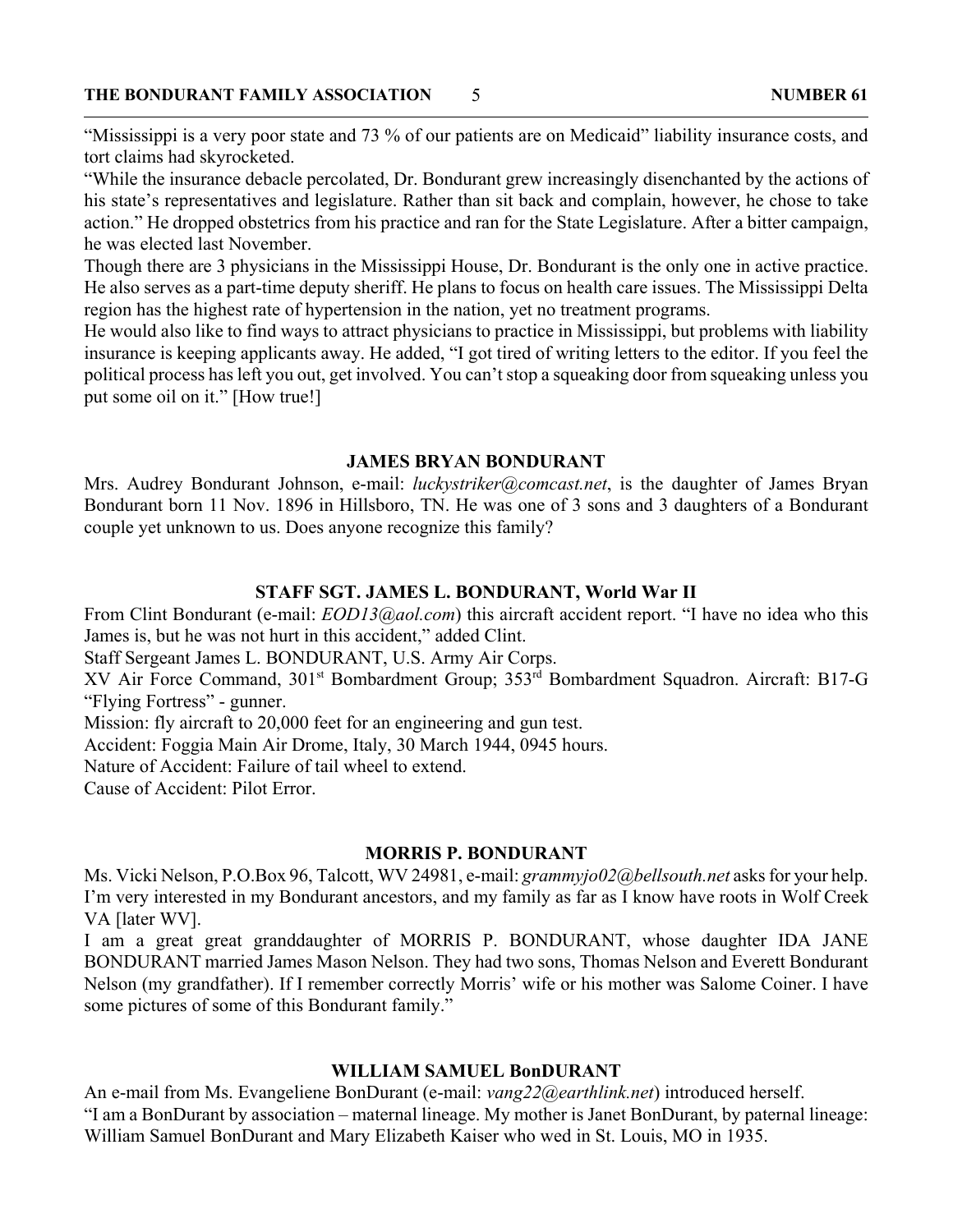"Mississippi is a very poor state and 73 % of our patients are on Medicaid" liability insurance costs, and tort claims had skyrocketed.

"While the insurance debacle percolated, Dr. Bondurant grew increasingly disenchanted by the actions of his state's representatives and legislature. Rather than sit back and complain, however, he chose to take action." He dropped obstetrics from his practice and ran for the State Legislature. After a bitter campaign, he was elected last November.

Though there are 3 physicians in the Mississippi House, Dr. Bondurant is the only one in active practice. He also serves as a part-time deputy sheriff. He plans to focus on health care issues. The Mississippi Delta region has the highest rate of hypertension in the nation, yet no treatment programs.

He would also like to find ways to attract physicians to practice in Mississippi, but problems with liability insurance is keeping applicants away. He added, "I got tired of writing letters to the editor. If you feel the political process has left you out, get involved. You can't stop a squeaking door from squeaking unless you put some oil on it." [How true!]

### JAMES BRYAN BONDURANT

Mrs. Audrey Bondurant Johnson, e-mail: *luckystriker@comcast.net*, is the daughter of James Bryan Bondurant born 11 Nov. 1896 in Hillsboro, TN. He was one of 3 sons and 3 daughters of a Bondurant couple yet unknown to us. Does anyone recognize this family?

### STAFF SGT. JAMES L. BONDURANT, World War II

From Clint Bondurant (e-mail: *EOD13@aol.com*) this aircraft accident report. "I have no idea who this James is, but he was not hurt in this accident," added Clint.

Staff Sergeant James L. BONDURANT, U.S. Army Air Corps.

XV Air Force Command, 301st Bombardment Group; 353rd Bombardment Squadron. Aircraft: B17-G "Flying Fortress" - gunner.

Mission: fly aircraft to 20,000 feet for an engineering and gun test.

Accident: Foggia Main Air Drome, Italy, 30 March 1944, 0945 hours.

Nature of Accident: Failure of tail wheel to extend.

Cause of Accident: Pilot Error.

### MORRIS P. BONDURANT

Ms. Vicki Nelson, P.O.Box 96, Talcott, WV 24981, e-mail: *grammyjo02@bellsouth.net* asks for your help. I'm very interested in my Bondurant ancestors, and my family as far as I know have roots in Wolf Creek VA [later WV].

I am a great great granddaughter of MORRIS P. BONDURANT, whose daughter IDA JANE BONDURANT married James Mason Nelson. They had two sons, Thomas Nelson and Everett Bondurant Nelson (my grandfather). If I remember correctly Morris' wife or his mother was Salome Coiner. I have some pictures of some of this Bondurant family."

### WILLIAM SAMUEL BonDURANT

An e-mail from Ms. Evangeliene BonDurant (e-mail: *vang22@earthlink.net*) introduced herself.

"I am a BonDurant by association – maternal lineage. My mother is Janet BonDurant, by paternal lineage: William Samuel BonDurant and Mary Elizabeth Kaiser who wed in St. Louis, MO in 1935.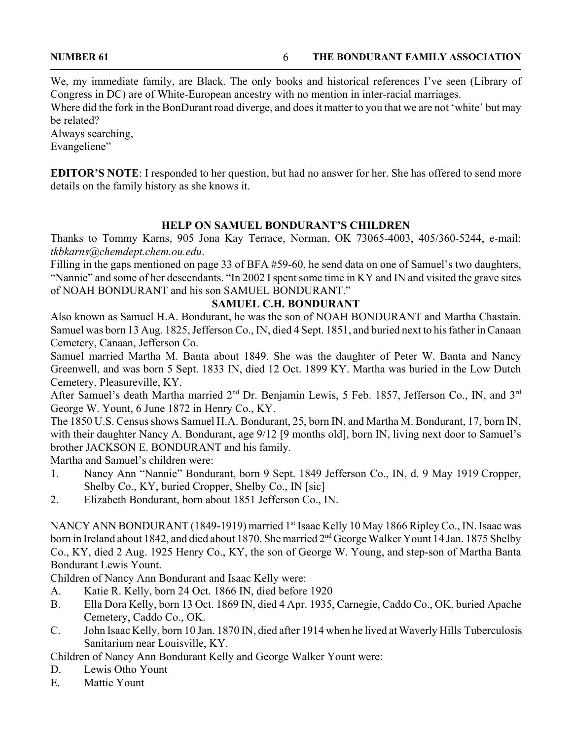We, my immediate family, are Black. The only books and historical references I've seen (Library of Congress in DC) are of White-European ancestry with no mention in inter-racial marriages.

Where did the fork in the BonDurant road diverge, and does it matter to you that we are not 'white' but may be related?

Always searching,

Evangeliene"

**EDITOR'S NOTE**: I responded to her question, but had no answer for her. She has offered to send more details on the family history as she knows it.

## HELP ON SAMUEL BONDURANT'S CHILDREN

Thanks to Tommy Karns, 905 Jona Kay Terrace, Norman, OK 73065-4003, 405/360-5244, e-mail: *tkbkarns@chemdept.chem.ou.edu*.

Filling in the gaps mentioned on page 33 of BFA #59-60, he send data on one of Samuel's two daughters, "Nannie" and some of her descendants. "In 2002 I spent some time in KY and IN and visited the grave sites of NOAH BONDURANT and his son SAMUEL BONDURANT."

### SAMUEL C.H. BONDURANT

Also known as Samuel H.A. Bondurant, he was the son of NOAH BONDURANT and Martha Chastain. Samuel was born 13 Aug. 1825, Jefferson Co., IN, died 4 Sept. 1851, and buried next to his father in Canaan Cemetery, Canaan, Jefferson Co.

Samuel married Martha M. Banta about 1849. She was the daughter of Peter W. Banta and Nancy Greenwell, and was born 5 Sept. 1833 IN, died 12 Oct. 1899 KY. Martha was buried in the Low Dutch Cemetery, Pleasureville, KY.

After Samuel's death Martha married 2nd Dr. Benjamin Lewis, 5 Feb. 1857, Jefferson Co., IN, and 3rd George W. Yount, 6 June 1872 in Henry Co., KY.

The 1850 U.S. Census shows Samuel H.A. Bondurant, 25, born IN, and Martha M. Bondurant, 17, born IN, with their daughter Nancy A. Bondurant, age 9/12 [9 months old], born IN, living next door to Samuel's brother JACKSON E. BONDURANT and his family.

Martha and Samuel's children were:

1. Nancy Ann "Nannie" Bondurant, born 9 Sept. 1849 Jefferson Co., IN, d. 9 May 1919 Cropper, Shelby Co., KY, buried Cropper, Shelby Co., IN [sic]
2. Elizabeth Bondurant, born about 1851 Jefferson Co., IN.

NANCY ANN BONDURANT (1849-1919) married 1st Isaac Kelly 10 May 1866 Ripley Co., IN. Isaac was born in Ireland about 1842, and died about 1870. She married 2nd George Walker Yount 14 Jan. 1875 Shelby Co., KY, died 2 Aug. 1925 Henry Co., KY, the son of George W. Young, and step-son of Martha Banta Bondurant Lewis Yount.

Children of Nancy Ann Bondurant and Isaac Kelly were:

A. Katie R. Kelly, born 24 Oct. 1866 IN, died before 1920
B. Ella Dora Kelly, born 13 Oct. 1869 IN, died 4 Apr. 1935, Carnegie, Caddo Co., OK, buried Apache Cemetery, Caddo Co., OK.
C. John Isaac Kelly, born 10 Jan. 1870 IN, died after 1914 when he lived at Waverly Hills Tuberculosis Sanitarium near Louisville, KY.

Children of Nancy Ann Bondurant Kelly and George Walker Yount were:

D. Lewis Otho Yount
E. Mattie Yount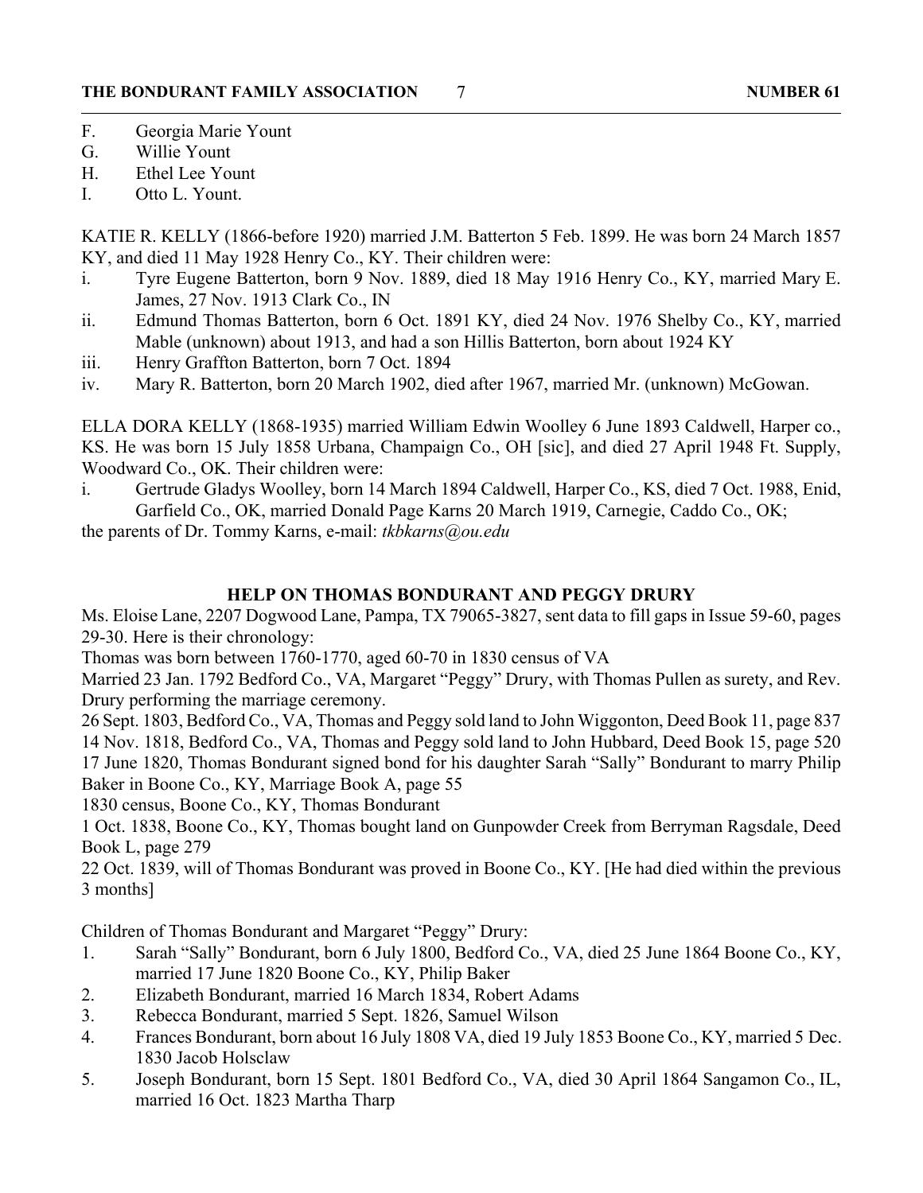F. Georgia Marie Yount
G. Willie Yount
H. Ethel Lee Yount
I. Otto L. Yount.

KATIE R. KELLY (1866-before 1920) married J.M. Batterton 5 Feb. 1899. He was born 24 March 1857 KY, and died 11 May 1928 Henry Co., KY. Their children were:

i. Tyre Eugene Batterton, born 9 Nov. 1889, died 18 May 1916 Henry Co., KY, married Mary E. James, 27 Nov. 1913 Clark Co., IN
ii. Edmund Thomas Batterton, born 6 Oct. 1891 KY, died 24 Nov. 1976 Shelby Co., KY, married Mable (unknown) about 1913, and had a son Hillis Batterton, born about 1924 KY
iii. Henry Graffton Batterton, born 7 Oct. 1894
iv. Mary R. Batterton, born 20 March 1902, died after 1967, married Mr. (unknown) McGowan.

ELLA DORA KELLY (1868-1935) married William Edwin Woolley 6 June 1893 Caldwell, Harper co., KS. He was born 15 July 1858 Urbana, Champaign Co., OH [sic], and died 27 April 1948 Ft. Supply, Woodward Co., OK. Their children were:

i. Gertrude Gladys Woolley, born 14 March 1894 Caldwell, Harper Co., KS, died 7 Oct. 1988, Enid, Garfield Co., OK, married Donald Page Karns 20 March 1919, Carnegie, Caddo Co., OK;

the parents of Dr. Tommy Karns, e-mail: *tkbkarns@ou.edu*

## HELP ON THOMAS BONDURANT AND PEGGY DRURY

Ms. Eloise Lane, 2207 Dogwood Lane, Pampa, TX 79065-3827, sent data to fill gaps in Issue 59-60, pages 29-30. Here is their chronology:

Thomas was born between 1760-1770, aged 60-70 in 1830 census of VA

Married 23 Jan. 1792 Bedford Co., VA, Margaret "Peggy" Drury, with Thomas Pullen as surety, and Rev. Drury performing the marriage ceremony.

26 Sept. 1803, Bedford Co., VA, Thomas and Peggy sold land to John Wiggonton, Deed Book 11, page 837

14 Nov. 1818, Bedford Co., VA, Thomas and Peggy sold land to John Hubbard, Deed Book 15, page 520

17 June 1820, Thomas Bondurant signed bond for his daughter Sarah "Sally" Bondurant to marry Philip Baker in Boone Co., KY, Marriage Book A, page 55

1830 census, Boone Co., KY, Thomas Bondurant

1 Oct. 1838, Boone Co., KY, Thomas bought land on Gunpowder Creek from Berryman Ragsdale, Deed Book L, page 279

22 Oct. 1839, will of Thomas Bondurant was proved in Boone Co., KY. [He had died within the previous 3 months]

Children of Thomas Bondurant and Margaret "Peggy" Drury:

1. Sarah "Sally" Bondurant, born 6 July 1800, Bedford Co., VA, died 25 June 1864 Boone Co., KY, married 17 June 1820 Boone Co., KY, Philip Baker
2. Elizabeth Bondurant, married 16 March 1834, Robert Adams
3. Rebecca Bondurant, married 5 Sept. 1826, Samuel Wilson
4. Frances Bondurant, born about 16 July 1808 VA, died 19 July 1853 Boone Co., KY, married 5 Dec. 1830 Jacob Holsclaw
5. Joseph Bondurant, born 15 Sept. 1801 Bedford Co., VA, died 30 April 1864 Sangamon Co., IL, married 16 Oct. 1823 Martha Tharp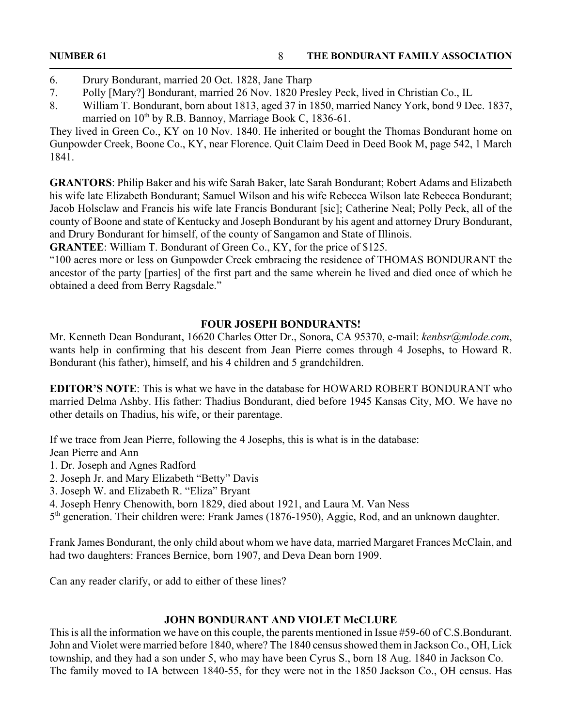6. Drury Bondurant, married 20 Oct. 1828, Jane Tharp
7. Polly [Mary?] Bondurant, married 26 Nov. 1820 Presley Peck, lived in Christian Co., IL
8. William T. Bondurant, born about 1813, aged 37 in 1850, married Nancy York, bond 9 Dec. 1837, married on 10th by R.B. Bannoy, Marriage Book C, 1836-61.

They lived in Green Co., KY on 10 Nov. 1840. He inherited or bought the Thomas Bondurant home on Gunpowder Creek, Boone Co., KY, near Florence. Quit Claim Deed in Deed Book M, page 542, 1 March 1841.

**GRANTORS**: Philip Baker and his wife Sarah Baker, late Sarah Bondurant; Robert Adams and Elizabeth his wife late Elizabeth Bondurant; Samuel Wilson and his wife Rebecca Wilson late Rebecca Bondurant; Jacob Holsclaw and Francis his wife late Francis Bondurant [sic]; Catherine Neal; Polly Peck, all of the county of Boone and state of Kentucky and Joseph Bondurant by his agent and attorney Drury Bondurant, and Drury Bondurant for himself, of the county of Sangamon and State of Illinois.

**GRANTEE**: William T. Bondurant of Green Co., KY, for the price of $125.

"100 acres more or less on Gunpowder Creek embracing the residence of THOMAS BONDURANT the ancestor of the party [parties] of the first part and the same wherein he lived and died once of which he obtained a deed from Berry Ragsdale."

## FOUR JOSEPH BONDURANTS!

Mr. Kenneth Dean Bondurant, 16620 Charles Otter Dr., Sonora, CA 95370, e-mail: *kenbsr@mlode.com*, wants help in confirming that his descent from Jean Pierre comes through 4 Josephs, to Howard R. Bondurant (his father), himself, and his 4 children and 5 grandchildren.

**EDITOR'S NOTE**: This is what we have in the database for HOWARD ROBERT BONDURANT who married Delma Ashby. His father: Thadius Bondurant, died before 1945 Kansas City, MO. We have no other details on Thadius, his wife, or their parentage.

If we trace from Jean Pierre, following the 4 Josephs, this is what is in the database:
Jean Pierre and Ann

1. Dr. Joseph and Agnes Radford
2. Joseph Jr. and Mary Elizabeth "Betty" Davis
3. Joseph W. and Elizabeth R. "Eliza" Bryant
4. Joseph Henry Chenowith, born 1829, died about 1921, and Laura M. Van Ness

5th generation. Their children were: Frank James (1876-1950), Aggie, Rod, and an unknown daughter.

Frank James Bondurant, the only child about whom we have data, married Margaret Frances McClain, and had two daughters: Frances Bernice, born 1907, and Deva Dean born 1909.

Can any reader clarify, or add to either of these lines?

## JOHN BONDURANT AND VIOLET McCLURE

This is all the information we have on this couple, the parents mentioned in Issue #59-60 of C.S.Bondurant. John and Violet were married before 1840, where? The 1840 census showed them in Jackson Co., OH, Lick township, and they had a son under 5, who may have been Cyrus S., born 18 Aug. 1840 in Jackson Co. The family moved to IA between 1840-55, for they were not in the 1850 Jackson Co., OH census. Has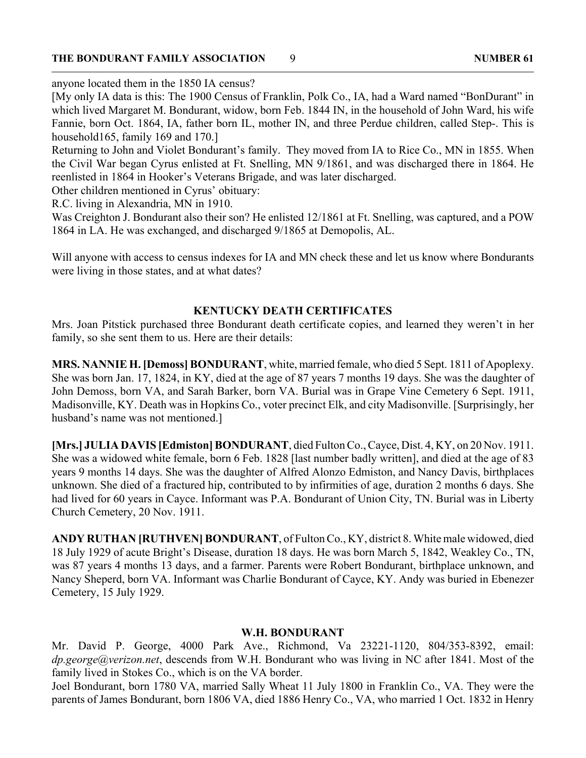anyone located them in the 1850 IA census?

[My only IA data is this: The 1900 Census of Franklin, Polk Co., IA, had a Ward named "BonDurant" in which lived Margaret M. Bondurant, widow, born Feb. 1844 IN, in the household of John Ward, his wife Fannie, born Oct. 1864, IA, father born IL, mother IN, and three Perdue children, called Step-. This is household165, family 169 and 170.]

Returning to John and Violet Bondurant's family. They moved from IA to Rice Co., MN in 1855. When the Civil War began Cyrus enlisted at Ft. Snelling, MN 9/1861, and was discharged there in 1864. He reenlisted in 1864 in Hooker's Veterans Brigade, and was later discharged.

Other children mentioned in Cyrus' obituary:

R.C. living in Alexandria, MN in 1910.

Was Creighton J. Bondurant also their son? He enlisted 12/1861 at Ft. Snelling, was captured, and a POW 1864 in LA. He was exchanged, and discharged 9/1865 at Demopolis, AL.

Will anyone with access to census indexes for IA and MN check these and let us know where Bondurants were living in those states, and at what dates?

## KENTUCKY DEATH CERTIFICATES

Mrs. Joan Pitstick purchased three Bondurant death certificate copies, and learned they weren't in her family, so she sent them to us. Here are their details:

**MRS. NANNIE H. [Demoss] BONDURANT**, white, married female, who died 5 Sept. 1811 of Apoplexy. She was born Jan. 17, 1824, in KY, died at the age of 87 years 7 months 19 days. She was the daughter of John Demoss, born VA, and Sarah Barker, born VA. Burial was in Grape Vine Cemetery 6 Sept. 1911, Madisonville, KY. Death was in Hopkins Co., voter precinct Elk, and city Madisonville. [Surprisingly, her husband's name was not mentioned.]

**[Mrs.] JULIA DAVIS [Edmiston] BONDURANT**, died Fulton Co., Cayce, Dist. 4, KY, on 20 Nov. 1911. She was a widowed white female, born 6 Feb. 1828 [last number badly written], and died at the age of 83 years 9 months 14 days. She was the daughter of Alfred Alonzo Edmiston, and Nancy Davis, birthplaces unknown. She died of a fractured hip, contributed to by infirmities of age, duration 2 months 6 days. She had lived for 60 years in Cayce. Informant was P.A. Bondurant of Union City, TN. Burial was in Liberty Church Cemetery, 20 Nov. 1911.

**ANDY RUTHAN [RUTHVEN] BONDURANT**, of Fulton Co., KY, district 8. White male widowed, died 18 July 1929 of acute Bright's Disease, duration 18 days. He was born March 5, 1842, Weakley Co., TN, was 87 years 4 months 13 days, and a farmer. Parents were Robert Bondurant, birthplace unknown, and Nancy Sheperd, born VA. Informant was Charlie Bondurant of Cayce, KY. Andy was buried in Ebenezer Cemetery, 15 July 1929.

## W.H. BONDURANT

Mr. David P. George, 4000 Park Ave., Richmond, Va 23221-1120, 804/353-8392, email: *dp.george@verizon.net*, descends from W.H. Bondurant who was living in NC after 1841. Most of the family lived in Stokes Co., which is on the VA border.

Joel Bondurant, born 1780 VA, married Sally Wheat 11 July 1800 in Franklin Co., VA. They were the parents of James Bondurant, born 1806 VA, died 1886 Henry Co., VA, who married 1 Oct. 1832 in Henry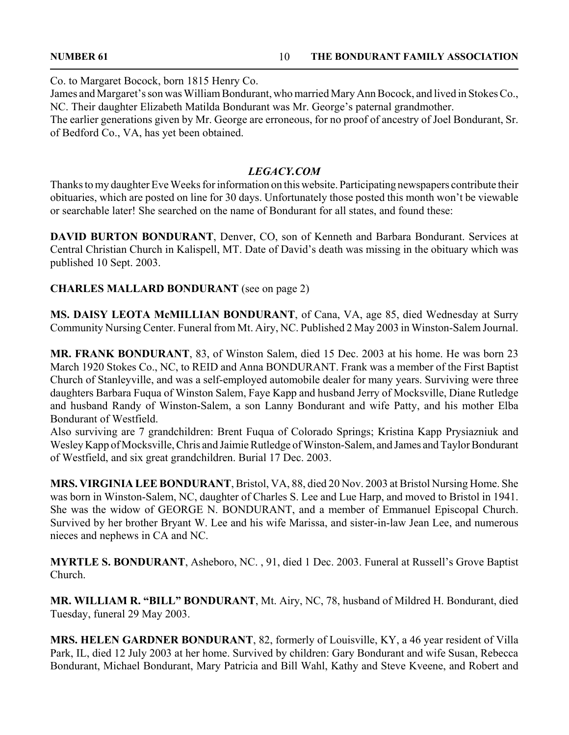Co. to Margaret Bocock, born 1815 Henry Co.
James and Margaret's son was William Bondurant, who married Mary Ann Bocock, and lived in Stokes Co., NC. Their daughter Elizabeth Matilda Bondurant was Mr. George's paternal grandmother.
The earlier generations given by Mr. George are erroneous, for no proof of ancestry of Joel Bondurant, Sr. of Bedford Co., VA, has yet been obtained.

## *LEGACY.COM*

Thanks to my daughter Eve Weeks for information on this website. Participating newspapers contribute their obituaries, which are posted on line for 30 days. Unfortunately those posted this month won't be viewable or searchable later! She searched on the name of Bondurant for all states, and found these:

**DAVID BURTON BONDURANT**, Denver, CO, son of Kenneth and Barbara Bondurant. Services at Central Christian Church in Kalispell, MT. Date of David's death was missing in the obituary which was published 10 Sept. 2003.

**CHARLES MALLARD BONDURANT** (see on page 2)

**MS. DAISY LEOTA McMILLIAN BONDURANT**, of Cana, VA, age 85, died Wednesday at Surry Community Nursing Center. Funeral from Mt. Airy, NC. Published 2 May 2003 in Winston-Salem Journal.

**MR. FRANK BONDURANT**, 83, of Winston Salem, died 15 Dec. 2003 at his home. He was born 23 March 1920 Stokes Co., NC, to REID and Anna BONDURANT. Frank was a member of the First Baptist Church of Stanleyville, and was a self-employed automobile dealer for many years. Surviving were three daughters Barbara Fuqua of Winston Salem, Faye Kapp and husband Jerry of Mocksville, Diane Rutledge and husband Randy of Winston-Salem, a son Lanny Bondurant and wife Patty, and his mother Elba Bondurant of Westfield.
Also surviving are 7 grandchildren: Brent Fuqua of Colorado Springs; Kristina Kapp Prysiazniuk and Wesley Kapp of Mocksville, Chris and Jaimie Rutledge of Winston-Salem, and James and Taylor Bondurant of Westfield, and six great grandchildren. Burial 17 Dec. 2003.

**MRS. VIRGINIA LEE BONDURANT**, Bristol, VA, 88, died 20 Nov. 2003 at Bristol Nursing Home. She was born in Winston-Salem, NC, daughter of Charles S. Lee and Lue Harp, and moved to Bristol in 1941. She was the widow of GEORGE N. BONDURANT, and a member of Emmanuel Episcopal Church. Survived by her brother Bryant W. Lee and his wife Marissa, and sister-in-law Jean Lee, and numerous nieces and nephews in CA and NC.

**MYRTLE S. BONDURANT**, Asheboro, NC. , 91, died 1 Dec. 2003. Funeral at Russell's Grove Baptist Church.

**MR. WILLIAM R. "BILL" BONDURANT**, Mt. Airy, NC, 78, husband of Mildred H. Bondurant, died Tuesday, funeral 29 May 2003.

**MRS. HELEN GARDNER BONDURANT**, 82, formerly of Louisville, KY, a 46 year resident of Villa Park, IL, died 12 July 2003 at her home. Survived by children: Gary Bondurant and wife Susan, Rebecca Bondurant, Michael Bondurant, Mary Patricia and Bill Wahl, Kathy and Steve Kveene, and Robert and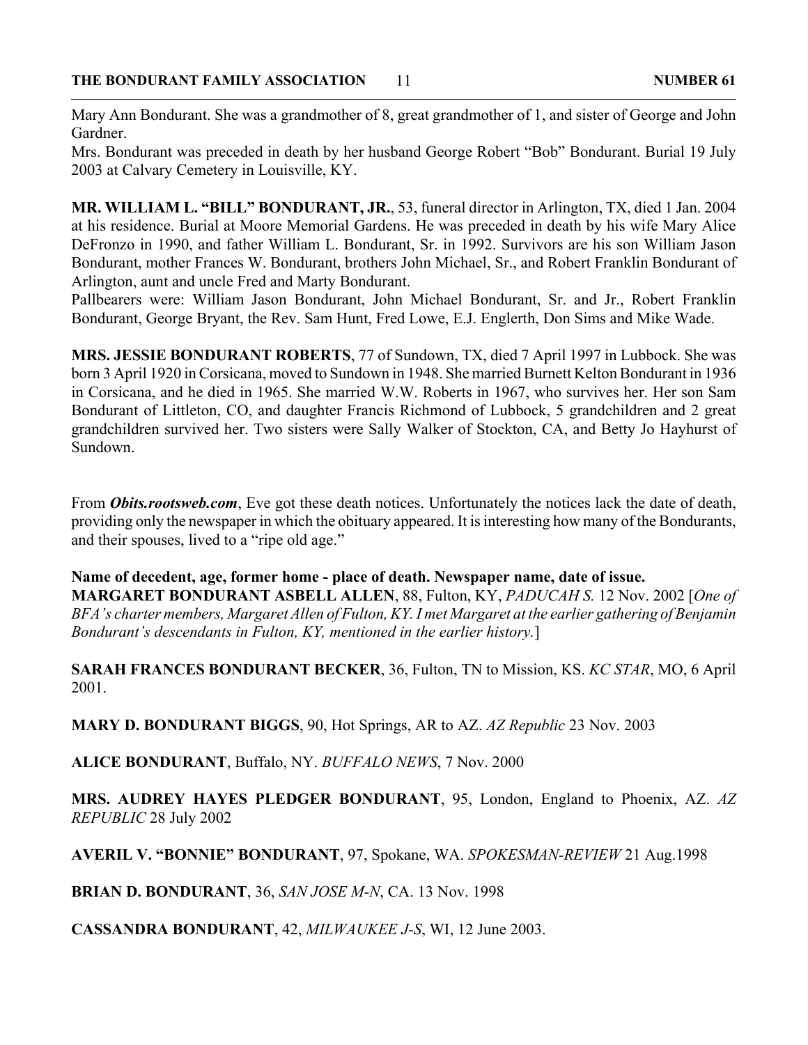Mary Ann Bondurant. She was a grandmother of 8, great grandmother of 1, and sister of George and John Gardner.

Mrs. Bondurant was preceded in death by her husband George Robert "Bob" Bondurant. Burial 19 July 2003 at Calvary Cemetery in Louisville, KY.

**MR. WILLIAM L. "BILL" BONDURANT, JR.**, 53, funeral director in Arlington, TX, died 1 Jan. 2004 at his residence. Burial at Moore Memorial Gardens. He was preceded in death by his wife Mary Alice DeFronzo in 1990, and father William L. Bondurant, Sr. in 1992. Survivors are his son William Jason Bondurant, mother Frances W. Bondurant, brothers John Michael, Sr., and Robert Franklin Bondurant of Arlington, aunt and uncle Fred and Marty Bondurant.

Pallbearers were: William Jason Bondurant, John Michael Bondurant, Sr. and Jr., Robert Franklin Bondurant, George Bryant, the Rev. Sam Hunt, Fred Lowe, E.J. Englerth, Don Sims and Mike Wade.

**MRS. JESSIE BONDURANT ROBERTS**, 77 of Sundown, TX, died 7 April 1997 in Lubbock. She was born 3 April 1920 in Corsicana, moved to Sundown in 1948. She married Burnett Kelton Bondurant in 1936 in Corsicana, and he died in 1965. She married W.W. Roberts in 1967, who survives her. Her son Sam Bondurant of Littleton, CO, and daughter Francis Richmond of Lubbock, 5 grandchildren and 2 great grandchildren survived her. Two sisters were Sally Walker of Stockton, CA, and Betty Jo Hayhurst of Sundown.

From ***Obits.rootsweb.com***, Eve got these death notices. Unfortunately the notices lack the date of death, providing only the newspaper in which the obituary appeared. It is interesting how many of the Bondurants, and their spouses, lived to a "ripe old age."

**Name of decedent, age, former home - place of death. Newspaper name, date of issue.**
**MARGARET BONDURANT ASBELL ALLEN**, 88, Fulton, KY, *PADUCAH S.* 12 Nov. 2002 [*One of BFA's charter members, Margaret Allen of Fulton, KY. I met Margaret at the earlier gathering of Benjamin Bondurant's descendants in Fulton, KY, mentioned in the earlier history.*]

**SARAH FRANCES BONDURANT BECKER**, 36, Fulton, TN to Mission, KS. *KC STAR*, MO, 6 April 2001.

**MARY D. BONDURANT BIGGS**, 90, Hot Springs, AR to AZ. *AZ Republic* 23 Nov. 2003

**ALICE BONDURANT**, Buffalo, NY. *BUFFALO NEWS*, 7 Nov. 2000

**MRS. AUDREY HAYES PLEDGER BONDURANT**, 95, London, England to Phoenix, AZ. *AZ REPUBLIC* 28 July 2002

**AVERIL V. "BONNIE" BONDURANT**, 97, Spokane, WA. *SPOKESMAN-REVIEW* 21 Aug.1998

**BRIAN D. BONDURANT**, 36, *SAN JOSE M-N*, CA. 13 Nov. 1998

**CASSANDRA BONDURANT**, 42, *MILWAUKEE J-S*, WI, 12 June 2003.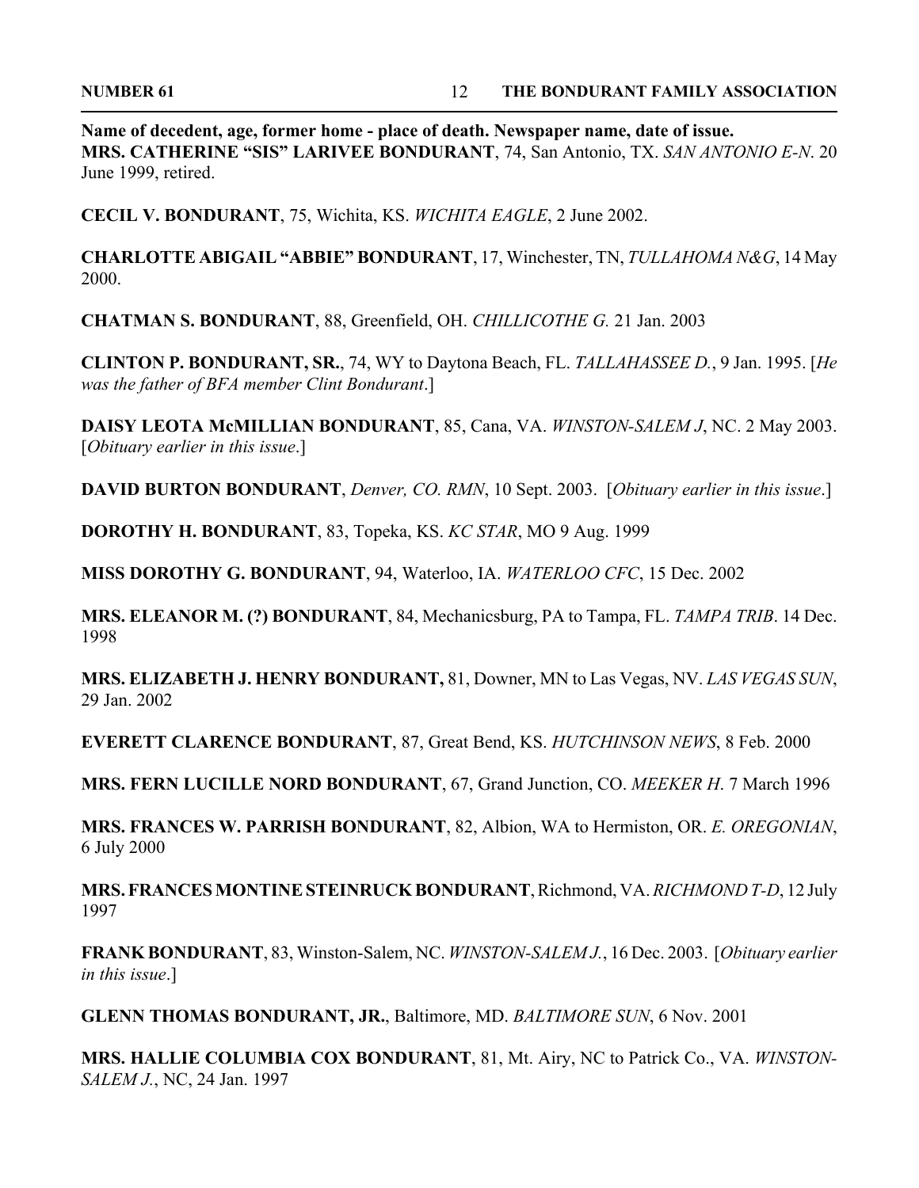**Name of decedent, age, former home - place of death. Newspaper name, date of issue.**

**MRS. CATHERINE "SIS" LARIVEE BONDURANT**, 74, San Antonio, TX. *SAN ANTONIO E-N*. 20 June 1999, retired.

**CECIL V. BONDURANT**, 75, Wichita, KS. *WICHITA EAGLE*, 2 June 2002.

**CHARLOTTE ABIGAIL "ABBIE" BONDURANT**, 17, Winchester, TN, *TULLAHOMA N&G*, 14 May 2000.

**CHATMAN S. BONDURANT**, 88, Greenfield, OH. *CHILLICOTHE G.* 21 Jan. 2003

**CLINTON P. BONDURANT, SR.**, 74, WY to Daytona Beach, FL. *TALLAHASSEE D.*, 9 Jan. 1995. [*He was the father of BFA member Clint Bondurant*.]

**DAISY LEOTA McMILLIAN BONDURANT**, 85, Cana, VA. *WINSTON-SALEM J*, NC. 2 May 2003. [*Obituary earlier in this issue*.]

**DAVID BURTON BONDURANT**, *Denver, CO. RMN*, 10 Sept. 2003. [*Obituary earlier in this issue*.]

**DOROTHY H. BONDURANT**, 83, Topeka, KS. *KC STAR*, MO 9 Aug. 1999

**MISS DOROTHY G. BONDURANT**, 94, Waterloo, IA. *WATERLOO CFC*, 15 Dec. 2002

**MRS. ELEANOR M. (?) BONDURANT**, 84, Mechanicsburg, PA to Tampa, FL. *TAMPA TRIB*. 14 Dec. 1998

**MRS. ELIZABETH J. HENRY BONDURANT,** 81, Downer, MN to Las Vegas, NV. *LAS VEGAS SUN*, 29 Jan. 2002

**EVERETT CLARENCE BONDURANT**, 87, Great Bend, KS. *HUTCHINSON NEWS*, 8 Feb. 2000

**MRS. FERN LUCILLE NORD BONDURANT**, 67, Grand Junction, CO. *MEEKER H*. 7 March 1996

**MRS. FRANCES W. PARRISH BONDURANT**, 82, Albion, WA to Hermiston, OR. *E. OREGONIAN*, 6 July 2000

**MRS. FRANCES MONTINE STEINRUCK BONDURANT**, Richmond, VA. *RICHMOND T-D*, 12 July 1997

**FRANK BONDURANT**, 83, Winston-Salem, NC. *WINSTON-SALEM J.*, 16 Dec. 2003. [*Obituary earlier in this issue*.]

**GLENN THOMAS BONDURANT, JR.**, Baltimore, MD. *BALTIMORE SUN*, 6 Nov. 2001

**MRS. HALLIE COLUMBIA COX BONDURANT**, 81, Mt. Airy, NC to Patrick Co., VA. *WINSTON-SALEM J.*, NC, 24 Jan. 1997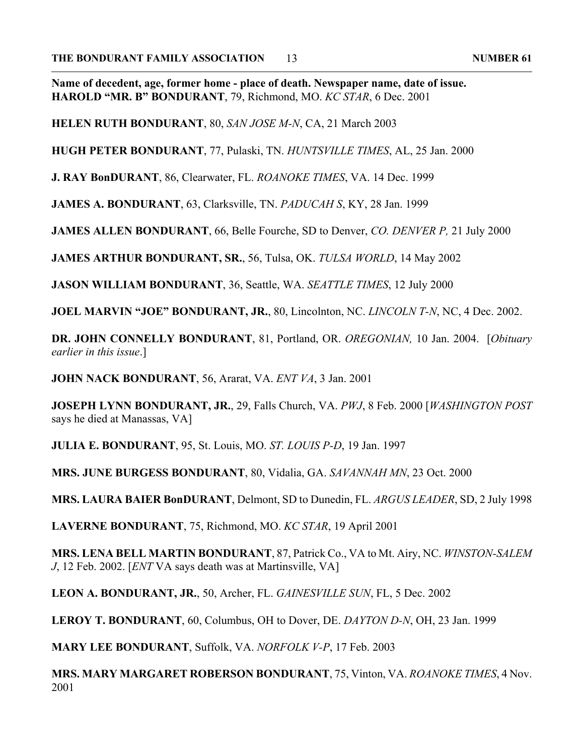**Name of decedent, age, former home - place of death. Newspaper name, date of issue.**
**HAROLD "MR. B" BONDURANT**, 79, Richmond, MO. *KC STAR*, 6 Dec. 2001

**HELEN RUTH BONDURANT**, 80, *SAN JOSE M-N*, CA, 21 March 2003

**HUGH PETER BONDURANT**, 77, Pulaski, TN. *HUNTSVILLE TIMES*, AL, 25 Jan. 2000

**J. RAY BonDURANT**, 86, Clearwater, FL. *ROANOKE TIMES*, VA. 14 Dec. 1999

**JAMES A. BONDURANT**, 63, Clarksville, TN. *PADUCAH S*, KY, 28 Jan. 1999

**JAMES ALLEN BONDURANT**, 66, Belle Fourche, SD to Denver, *CO. DENVER P,* 21 July 2000

**JAMES ARTHUR BONDURANT, SR.**, 56, Tulsa, OK. *TULSA WORLD*, 14 May 2002

**JASON WILLIAM BONDURANT**, 36, Seattle, WA. *SEATTLE TIMES*, 12 July 2000

**JOEL MARVIN "JOE" BONDURANT, JR.**, 80, Lincolnton, NC. *LINCOLN T-N*, NC, 4 Dec. 2002.

**DR. JOHN CONNELLY BONDURANT**, 81, Portland, OR. *OREGONIAN,* 10 Jan. 2004. [*Obituary earlier in this issue*.]

**JOHN NACK BONDURANT**, 56, Ararat, VA. *ENT VA*, 3 Jan. 2001

**JOSEPH LYNN BONDURANT, JR.**, 29, Falls Church, VA. *PWJ*, 8 Feb. 2000 [*WASHINGTON POST* says he died at Manassas, VA]

**JULIA E. BONDURANT**, 95, St. Louis, MO. *ST. LOUIS P-D*, 19 Jan. 1997

**MRS. JUNE BURGESS BONDURANT**, 80, Vidalia, GA. *SAVANNAH MN*, 23 Oct. 2000

**MRS. LAURA BAIER BonDURANT**, Delmont, SD to Dunedin, FL. *ARGUS LEADER*, SD, 2 July 1998

**LAVERNE BONDURANT**, 75, Richmond, MO. *KC STAR*, 19 April 2001

**MRS. LENA BELL MARTIN BONDURANT**, 87, Patrick Co., VA to Mt. Airy, NC. *WINSTON-SALEM J*, 12 Feb. 2002. [*ENT* VA says death was at Martinsville, VA]

**LEON A. BONDURANT, JR.**, 50, Archer, FL. *GAINESVILLE SUN*, FL, 5 Dec. 2002

**LEROY T. BONDURANT**, 60, Columbus, OH to Dover, DE. *DAYTON D-N*, OH, 23 Jan. 1999

**MARY LEE BONDURANT**, Suffolk, VA. *NORFOLK V-P*, 17 Feb. 2003

**MRS. MARY MARGARET ROBERSON BONDURANT**, 75, Vinton, VA. *ROANOKE TIMES*, 4 Nov. 2001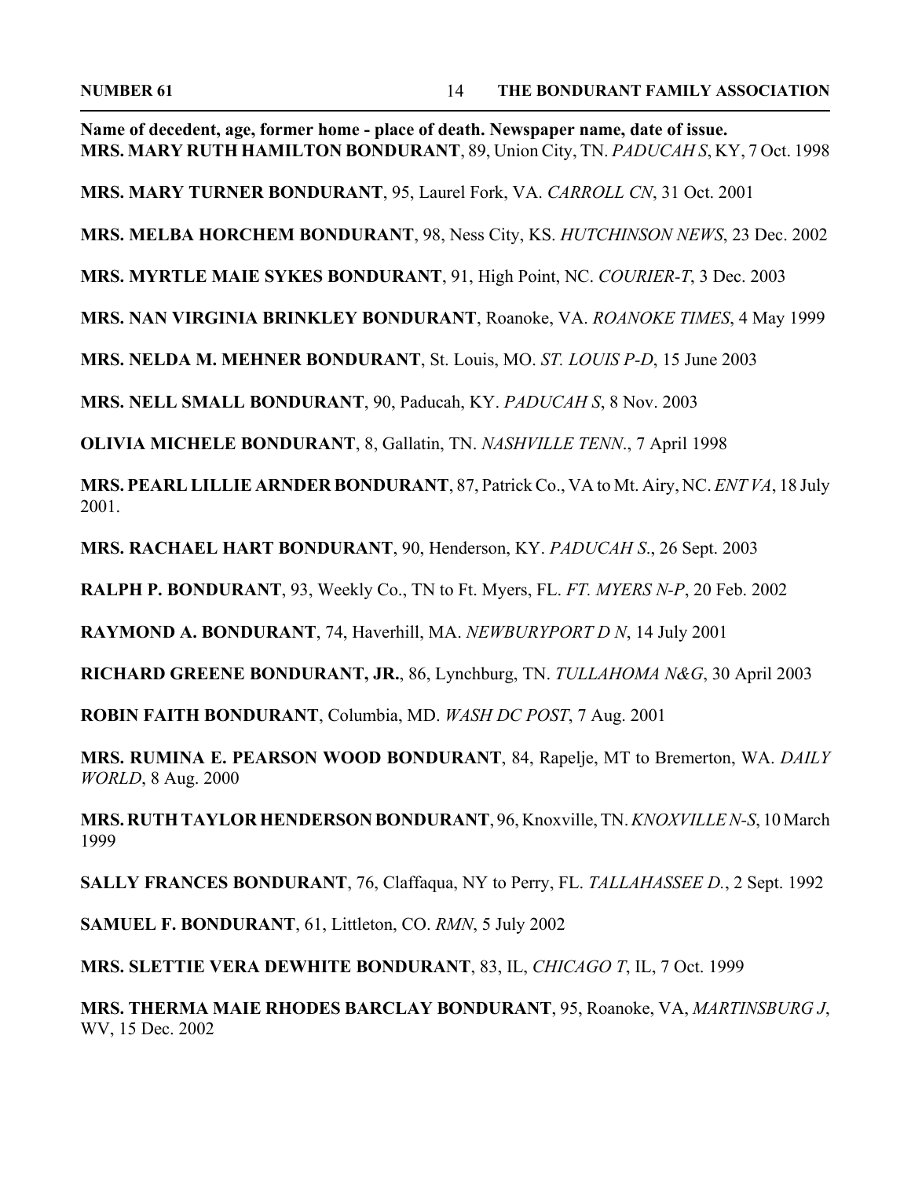**Name of decedent, age, former home - place of death. Newspaper name, date of issue.**
**MRS. MARY RUTH HAMILTON BONDURANT**, 89, Union City, TN. *PADUCAH S*, KY, 7 Oct. 1998

**MRS. MARY TURNER BONDURANT**, 95, Laurel Fork, VA. *CARROLL CN*, 31 Oct. 2001

**MRS. MELBA HORCHEM BONDURANT**, 98, Ness City, KS. *HUTCHINSON NEWS*, 23 Dec. 2002

**MRS. MYRTLE MAIE SYKES BONDURANT**, 91, High Point, NC. *COURIER-T*, 3 Dec. 2003

**MRS. NAN VIRGINIA BRINKLEY BONDURANT**, Roanoke, VA. *ROANOKE TIMES*, 4 May 1999

**MRS. NELDA M. MEHNER BONDURANT**, St. Louis, MO. *ST. LOUIS P-D*, 15 June 2003

**MRS. NELL SMALL BONDURANT**, 90, Paducah, KY. *PADUCAH S*, 8 Nov. 2003

**OLIVIA MICHELE BONDURANT**, 8, Gallatin, TN. *NASHVILLE TENN*., 7 April 1998

**MRS. PEARL LILLIE ARNDER BONDURANT**, 87, Patrick Co., VA to Mt. Airy, NC. *ENT VA*, 18 July 2001.

**MRS. RACHAEL HART BONDURANT**, 90, Henderson, KY. *PADUCAH S*., 26 Sept. 2003

**RALPH P. BONDURANT**, 93, Weekly Co., TN to Ft. Myers, FL. *FT. MYERS N-P*, 20 Feb. 2002

**RAYMOND A. BONDURANT**, 74, Haverhill, MA. *NEWBURYPORT D N*, 14 July 2001

**RICHARD GREENE BONDURANT, JR.**, 86, Lynchburg, TN. *TULLAHOMA N&G*, 30 April 2003

**ROBIN FAITH BONDURANT**, Columbia, MD. *WASH DC POST*, 7 Aug. 2001

**MRS. RUMINA E. PEARSON WOOD BONDURANT**, 84, Rapelje, MT to Bremerton, WA. *DAILY WORLD*, 8 Aug. 2000

**MRS. RUTH TAYLOR HENDERSON BONDURANT**, 96, Knoxville, TN. *KNOXVILLE N-S*, 10 March 1999

**SALLY FRANCES BONDURANT**, 76, Claffaqua, NY to Perry, FL. *TALLAHASSEE D.*, 2 Sept. 1992

**SAMUEL F. BONDURANT**, 61, Littleton, CO. *RMN*, 5 July 2002

**MRS. SLETTIE VERA DEWHITE BONDURANT**, 83, IL, *CHICAGO T*, IL, 7 Oct. 1999

**MRS. THERMA MAIE RHODES BARCLAY BONDURANT**, 95, Roanoke, VA, *MARTINSBURG J*, WV, 15 Dec. 2002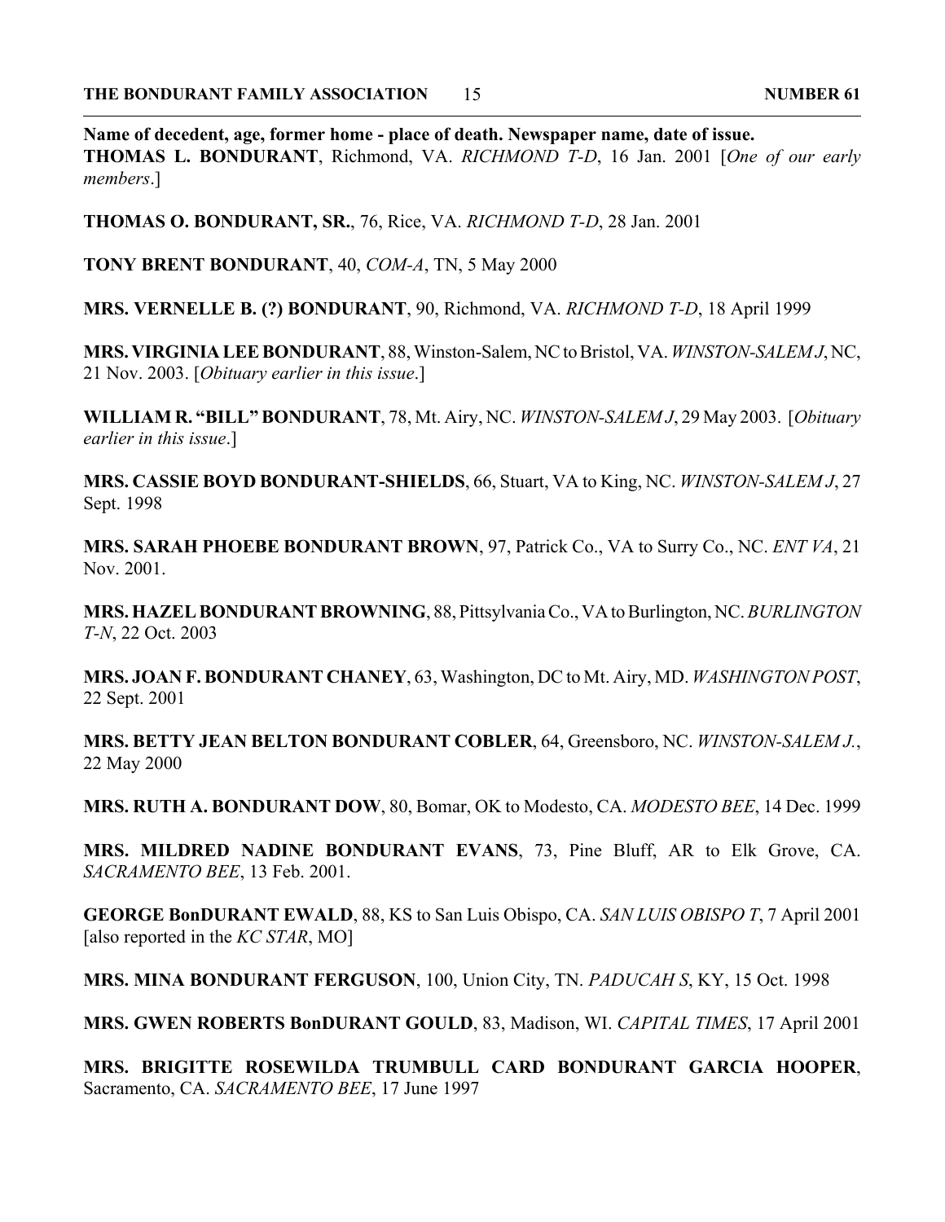**Name of decedent, age, former home - place of death. Newspaper name, date of issue.**
**THOMAS L. BONDURANT**, Richmond, VA. *RICHMOND T-D*, 16 Jan. 2001 [*One of our early members*.]

**THOMAS O. BONDURANT, SR.**, 76, Rice, VA. *RICHMOND T-D*, 28 Jan. 2001

**TONY BRENT BONDURANT**, 40, *COM-A*, TN, 5 May 2000

**MRS. VERNELLE B. (?) BONDURANT**, 90, Richmond, VA. *RICHMOND T-D*, 18 April 1999

**MRS. VIRGINIA LEE BONDURANT**, 88, Winston-Salem, NC to Bristol, VA. *WINSTON-SALEM J*, NC, 21 Nov. 2003. [*Obituary earlier in this issue*.]

**WILLIAM R. "BILL" BONDURANT**, 78, Mt. Airy, NC. *WINSTON-SALEM J*, 29 May 2003. [*Obituary earlier in this issue*.]

**MRS. CASSIE BOYD BONDURANT-SHIELDS**, 66, Stuart, VA to King, NC. *WINSTON-SALEM J*, 27 Sept. 1998

**MRS. SARAH PHOEBE BONDURANT BROWN**, 97, Patrick Co., VA to Surry Co., NC. *ENT VA*, 21 Nov. 2001.

**MRS. HAZEL BONDURANT BROWNING**, 88, Pittsylvania Co., VA to Burlington, NC. *BURLINGTON T-N*, 22 Oct. 2003

**MRS. JOAN F. BONDURANT CHANEY**, 63, Washington, DC to Mt. Airy, MD. *WASHINGTON POST*, 22 Sept. 2001

**MRS. BETTY JEAN BELTON BONDURANT COBLER**, 64, Greensboro, NC. *WINSTON-SALEM J.*, 22 May 2000

**MRS. RUTH A. BONDURANT DOW**, 80, Bomar, OK to Modesto, CA. *MODESTO BEE*, 14 Dec. 1999

**MRS. MILDRED NADINE BONDURANT EVANS**, 73, Pine Bluff, AR to Elk Grove, CA. *SACRAMENTO BEE*, 13 Feb. 2001.

**GEORGE BonDURANT EWALD**, 88, KS to San Luis Obispo, CA. *SAN LUIS OBISPO T*, 7 April 2001 [also reported in the *KC STAR*, MO]

**MRS. MINA BONDURANT FERGUSON**, 100, Union City, TN. *PADUCAH S*, KY, 15 Oct. 1998

**MRS. GWEN ROBERTS BonDURANT GOULD**, 83, Madison, WI. *CAPITAL TIMES*, 17 April 2001

**MRS. BRIGITTE ROSEWILDA TRUMBULL CARD BONDURANT GARCIA HOOPER**, Sacramento, CA. *SACRAMENTO BEE*, 17 June 1997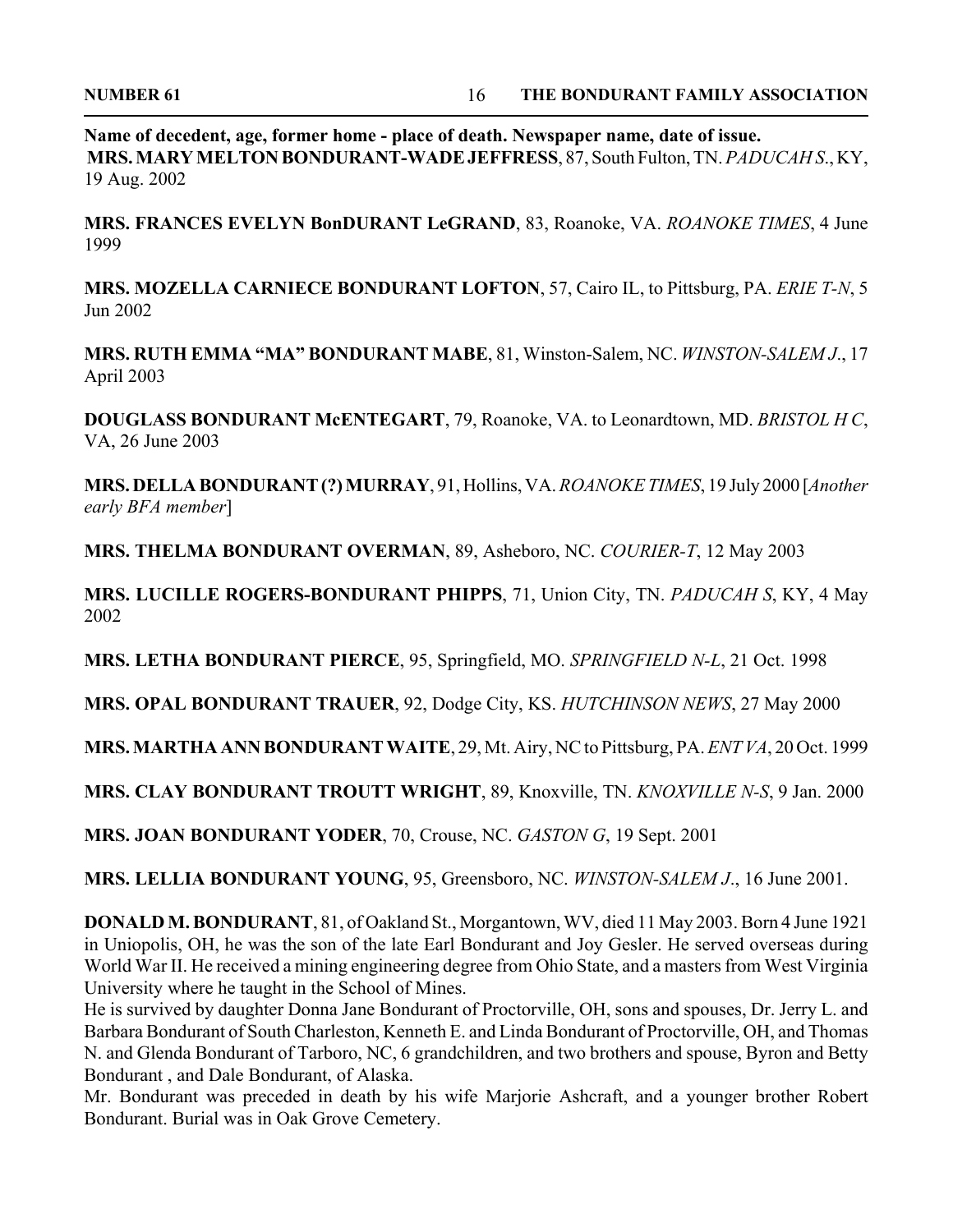**Name of decedent, age, former home - place of death. Newspaper name, date of issue.**

**MRS. MARY MELTON BONDURANT-WADE JEFFRESS**, 87, South Fulton, TN. *PADUCAH S*., KY, 19 Aug. 2002

**MRS. FRANCES EVELYN BonDURANT LeGRAND**, 83, Roanoke, VA. *ROANOKE TIMES*, 4 June 1999

**MRS. MOZELLA CARNIECE BONDURANT LOFTON**, 57, Cairo IL, to Pittsburg, PA. *ERIE T-N*, 5 Jun 2002

**MRS. RUTH EMMA "MA" BONDURANT MABE**, 81, Winston-Salem, NC. *WINSTON-SALEM J*., 17 April 2003

**DOUGLASS BONDURANT McENTEGART**, 79, Roanoke, VA. to Leonardtown, MD. *BRISTOL H C*, VA, 26 June 2003

**MRS. DELLA BONDURANT (?) MURRAY**, 91, Hollins, VA. *ROANOKE TIMES*, 19 July 2000 [*Another early BFA member*]

**MRS. THELMA BONDURANT OVERMAN**, 89, Asheboro, NC. *COURIER-T*, 12 May 2003

**MRS. LUCILLE ROGERS-BONDURANT PHIPPS**, 71, Union City, TN. *PADUCAH S*, KY, 4 May 2002

**MRS. LETHA BONDURANT PIERCE**, 95, Springfield, MO. *SPRINGFIELD N-L*, 21 Oct. 1998

**MRS. OPAL BONDURANT TRAUER**, 92, Dodge City, KS. *HUTCHINSON NEWS*, 27 May 2000

**MRS. MARTHA ANN BONDURANT WAITE**, 29, Mt. Airy, NC to Pittsburg, PA. *ENT VA*, 20 Oct. 1999

**MRS. CLAY BONDURANT TROUTT WRIGHT**, 89, Knoxville, TN. *KNOXVILLE N-S*, 9 Jan. 2000

**MRS. JOAN BONDURANT YODER**, 70, Crouse, NC. *GASTON G*, 19 Sept. 2001

**MRS. LELLIA BONDURANT YOUNG**, 95, Greensboro, NC. *WINSTON-SALEM J*., 16 June 2001.

**DONALD M. BONDURANT**, 81, of Oakland St., Morgantown, WV, died 11 May 2003. Born 4 June 1921 in Uniopolis, OH, he was the son of the late Earl Bondurant and Joy Gesler. He served overseas during World War II. He received a mining engineering degree from Ohio State, and a masters from West Virginia University where he taught in the School of Mines.

He is survived by daughter Donna Jane Bondurant of Proctorville, OH, sons and spouses, Dr. Jerry L. and Barbara Bondurant of South Charleston, Kenneth E. and Linda Bondurant of Proctorville, OH, and Thomas N. and Glenda Bondurant of Tarboro, NC, 6 grandchildren, and two brothers and spouse, Byron and Betty Bondurant , and Dale Bondurant, of Alaska.

Mr. Bondurant was preceded in death by his wife Marjorie Ashcraft, and a younger brother Robert Bondurant. Burial was in Oak Grove Cemetery.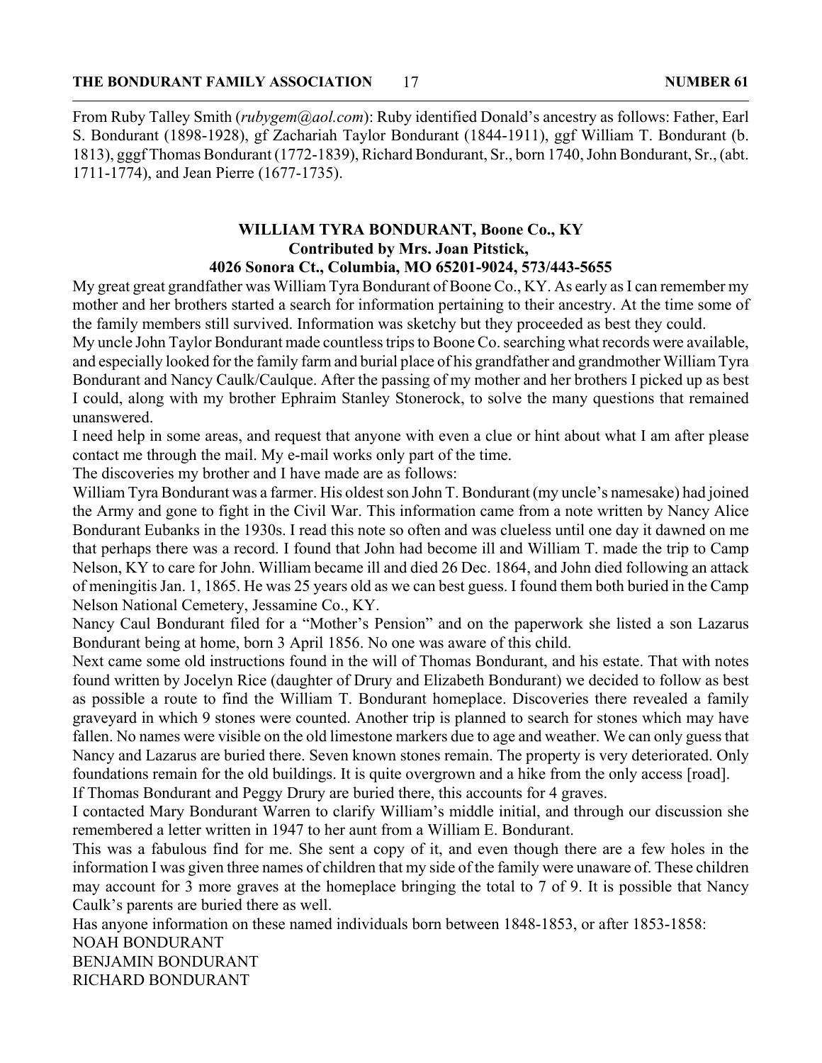From Ruby Talley Smith (*rubygem@aol.com*): Ruby identified Donald's ancestry as follows: Father, Earl S. Bondurant (1898-1928), gf Zachariah Taylor Bondurant (1844-1911), ggf William T. Bondurant (b. 1813), gggf Thomas Bondurant (1772-1839), Richard Bondurant, Sr., born 1740, John Bondurant, Sr., (abt. 1711-1774), and Jean Pierre (1677-1735).

## WILLIAM TYRA BONDURANT, Boone Co., KY

**Contributed by Mrs. Joan Pitstick,**
**4026 Sonora Ct., Columbia, MO 65201-9024, 573/443-5655**

My great great grandfather was William Tyra Bondurant of Boone Co., KY. As early as I can remember my mother and her brothers started a search for information pertaining to their ancestry. At the time some of the family members still survived. Information was sketchy but they proceeded as best they could.

My uncle John Taylor Bondurant made countless trips to Boone Co. searching what records were available, and especially looked for the family farm and burial place of his grandfather and grandmother William Tyra Bondurant and Nancy Caulk/Caulque. After the passing of my mother and her brothers I picked up as best I could, along with my brother Ephraim Stanley Stonerock, to solve the many questions that remained unanswered.

I need help in some areas, and request that anyone with even a clue or hint about what I am after please contact me through the mail. My e-mail works only part of the time.

The discoveries my brother and I have made are as follows:

William Tyra Bondurant was a farmer. His oldest son John T. Bondurant (my uncle's namesake) had joined the Army and gone to fight in the Civil War. This information came from a note written by Nancy Alice Bondurant Eubanks in the 1930s. I read this note so often and was clueless until one day it dawned on me that perhaps there was a record. I found that John had become ill and William T. made the trip to Camp Nelson, KY to care for John. William became ill and died 26 Dec. 1864, and John died following an attack of meningitis Jan. 1, 1865. He was 25 years old as we can best guess. I found them both buried in the Camp Nelson National Cemetery, Jessamine Co., KY.

Nancy Caul Bondurant filed for a "Mother's Pension" and on the paperwork she listed a son Lazarus Bondurant being at home, born 3 April 1856. No one was aware of this child.

Next came some old instructions found in the will of Thomas Bondurant, and his estate. That with notes found written by Jocelyn Rice (daughter of Drury and Elizabeth Bondurant) we decided to follow as best as possible a route to find the William T. Bondurant homeplace. Discoveries there revealed a family graveyard in which 9 stones were counted. Another trip is planned to search for stones which may have fallen. No names were visible on the old limestone markers due to age and weather. We can only guess that Nancy and Lazarus are buried there. Seven known stones remain. The property is very deteriorated. Only foundations remain for the old buildings. It is quite overgrown and a hike from the only access [road].

If Thomas Bondurant and Peggy Drury are buried there, this accounts for 4 graves.

I contacted Mary Bondurant Warren to clarify William's middle initial, and through our discussion she remembered a letter written in 1947 to her aunt from a William E. Bondurant.

This was a fabulous find for me. She sent a copy of it, and even though there are a few holes in the information I was given three names of children that my side of the family were unaware of. These children may account for 3 more graves at the homeplace bringing the total to 7 of 9. It is possible that Nancy Caulk's parents are buried there as well.

Has anyone information on these named individuals born between 1848-1853, or after 1853-1858:

NOAH BONDURANT
BENJAMIN BONDURANT
RICHARD BONDURANT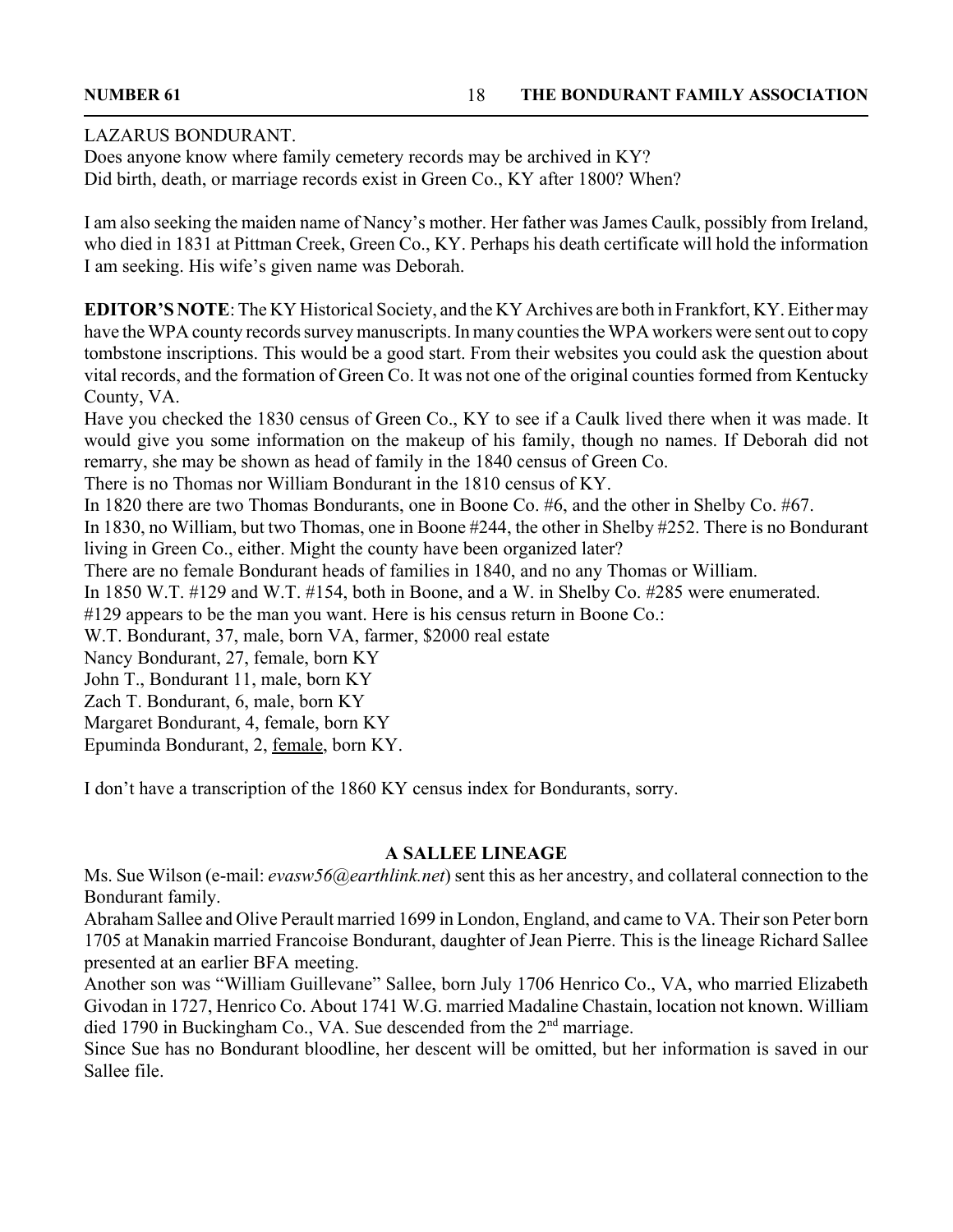LAZARUS BONDURANT.

Does anyone know where family cemetery records may be archived in KY?

Did birth, death, or marriage records exist in Green Co., KY after 1800? When?

I am also seeking the maiden name of Nancy's mother. Her father was James Caulk, possibly from Ireland, who died in 1831 at Pittman Creek, Green Co., KY. Perhaps his death certificate will hold the information I am seeking. His wife's given name was Deborah.

**EDITOR'S NOTE**: The KY Historical Society, and the KY Archives are both in Frankfort, KY. Either may have the WPA county records survey manuscripts. In many counties the WPA workers were sent out to copy tombstone inscriptions. This would be a good start. From their websites you could ask the question about vital records, and the formation of Green Co. It was not one of the original counties formed from Kentucky County, VA.

Have you checked the 1830 census of Green Co., KY to see if a Caulk lived there when it was made. It would give you some information on the makeup of his family, though no names. If Deborah did not remarry, she may be shown as head of family in the 1840 census of Green Co.

There is no Thomas nor William Bondurant in the 1810 census of KY.

In 1820 there are two Thomas Bondurants, one in Boone Co. #6, and the other in Shelby Co. #67.

In 1830, no William, but two Thomas, one in Boone #244, the other in Shelby #252. There is no Bondurant living in Green Co., either. Might the county have been organized later?

There are no female Bondurant heads of families in 1840, and no any Thomas or William.

In 1850 W.T. #129 and W.T. #154, both in Boone, and a W. in Shelby Co. #285 were enumerated.

#129 appears to be the man you want. Here is his census return in Boone Co.:

W.T. Bondurant, 37, male, born VA, farmer, $2000 real estate

Nancy Bondurant, 27, female, born KY

John T., Bondurant 11, male, born KY

Zach T. Bondurant, 6, male, born KY

Margaret Bondurant, 4, female, born KY

Epuminda Bondurant, 2, female, born KY.

I don't have a transcription of the 1860 KY census index for Bondurants, sorry.

## A SALLEE LINEAGE

Ms. Sue Wilson (e-mail: *evasw56@earthlink.net*) sent this as her ancestry, and collateral connection to the Bondurant family.

Abraham Sallee and Olive Perault married 1699 in London, England, and came to VA. Their son Peter born 1705 at Manakin married Francoise Bondurant, daughter of Jean Pierre. This is the lineage Richard Sallee presented at an earlier BFA meeting.

Another son was "William Guillevane" Sallee, born July 1706 Henrico Co., VA, who married Elizabeth Givodan in 1727, Henrico Co. About 1741 W.G. married Madaline Chastain, location not known. William died 1790 in Buckingham Co., VA. Sue descended from the 2nd marriage.

Since Sue has no Bondurant bloodline, her descent will be omitted, but her information is saved in our Sallee file.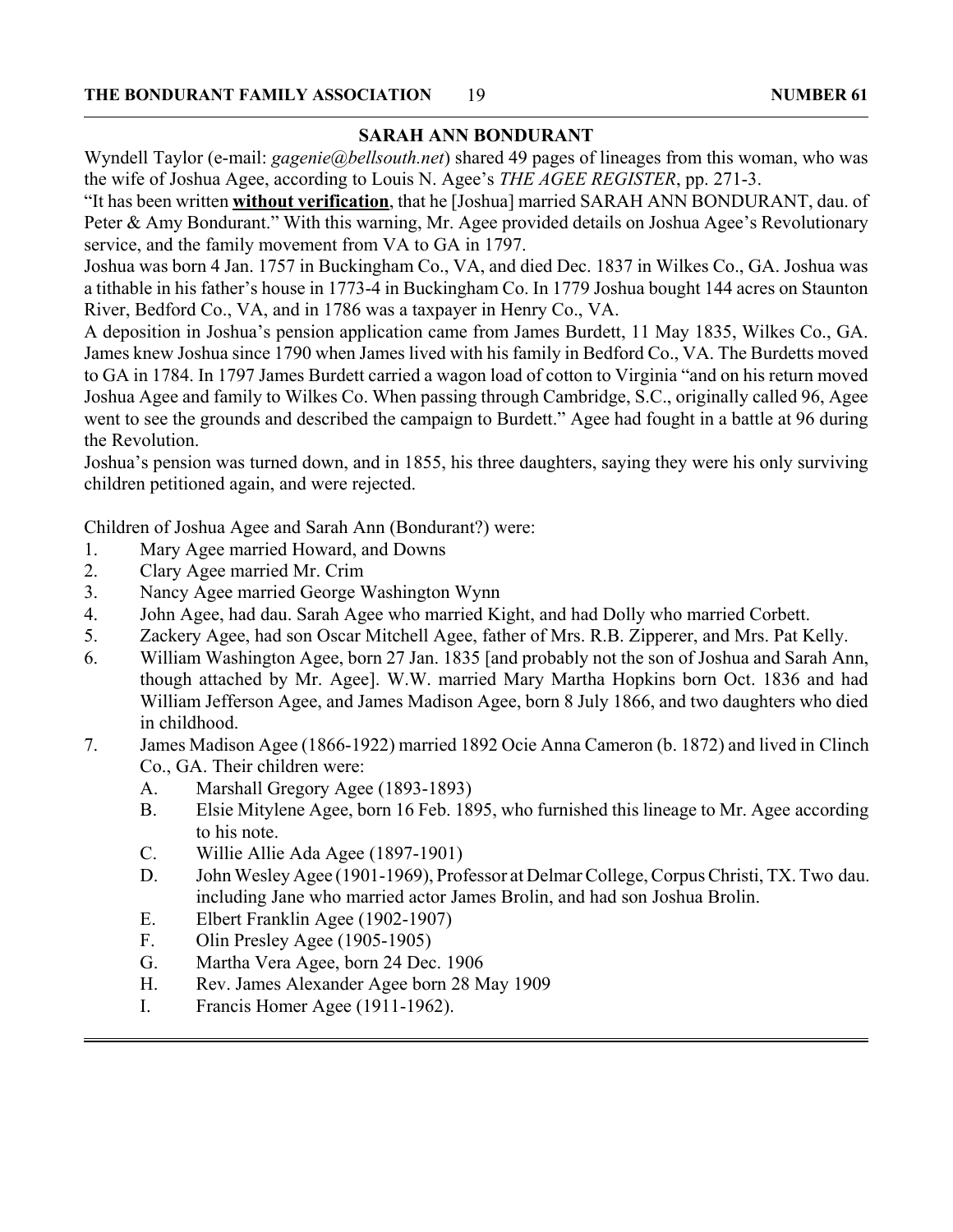## SARAH ANN BONDURANT

Wyndell Taylor (e-mail: *gagenie@bellsouth.net*) shared 49 pages of lineages from this woman, who was the wife of Joshua Agee, according to Louis N. Agee's *THE AGEE REGISTER*, pp. 271-3.

"It has been written **without verification**, that he [Joshua] married SARAH ANN BONDURANT, dau. of Peter & Amy Bondurant." With this warning, Mr. Agee provided details on Joshua Agee's Revolutionary service, and the family movement from VA to GA in 1797.

Joshua was born 4 Jan. 1757 in Buckingham Co., VA, and died Dec. 1837 in Wilkes Co., GA. Joshua was a tithable in his father's house in 1773-4 in Buckingham Co. In 1779 Joshua bought 144 acres on Staunton River, Bedford Co., VA, and in 1786 was a taxpayer in Henry Co., VA.

A deposition in Joshua's pension application came from James Burdett, 11 May 1835, Wilkes Co., GA. James knew Joshua since 1790 when James lived with his family in Bedford Co., VA. The Burdetts moved to GA in 1784. In 1797 James Burdett carried a wagon load of cotton to Virginia "and on his return moved Joshua Agee and family to Wilkes Co. When passing through Cambridge, S.C., originally called 96, Agee went to see the grounds and described the campaign to Burdett." Agee had fought in a battle at 96 during the Revolution.

Joshua's pension was turned down, and in 1855, his three daughters, saying they were his only surviving children petitioned again, and were rejected.

Children of Joshua Agee and Sarah Ann (Bondurant?) were:

1. Mary Agee married Howard, and Downs
2. Clary Agee married Mr. Crim
3. Nancy Agee married George Washington Wynn
4. John Agee, had dau. Sarah Agee who married Kight, and had Dolly who married Corbett.
5. Zackery Agee, had son Oscar Mitchell Agee, father of Mrs. R.B. Zipperer, and Mrs. Pat Kelly.
6. William Washington Agee, born 27 Jan. 1835 [and probably not the son of Joshua and Sarah Ann, though attached by Mr. Agee]. W.W. married Mary Martha Hopkins born Oct. 1836 and had William Jefferson Agee, and James Madison Agee, born 8 July 1866, and two daughters who died in childhood.
7. James Madison Agee (1866-1922) married 1892 Ocie Anna Cameron (b. 1872) and lived in Clinch Co., GA. Their children were:
   - A. Marshall Gregory Agee (1893-1893)
   - B. Elsie Mitylene Agee, born 16 Feb. 1895, who furnished this lineage to Mr. Agee according to his note.
   - C. Willie Allie Ada Agee (1897-1901)
   - D. John Wesley Agee (1901-1969), Professor at Delmar College, Corpus Christi, TX. Two dau. including Jane who married actor James Brolin, and had son Joshua Brolin.
   - E. Elbert Franklin Agee (1902-1907)
   - F. Olin Presley Agee (1905-1905)
   - G. Martha Vera Agee, born 24 Dec. 1906
   - H. Rev. James Alexander Agee born 28 May 1909
   - I. Francis Homer Agee (1911-1962).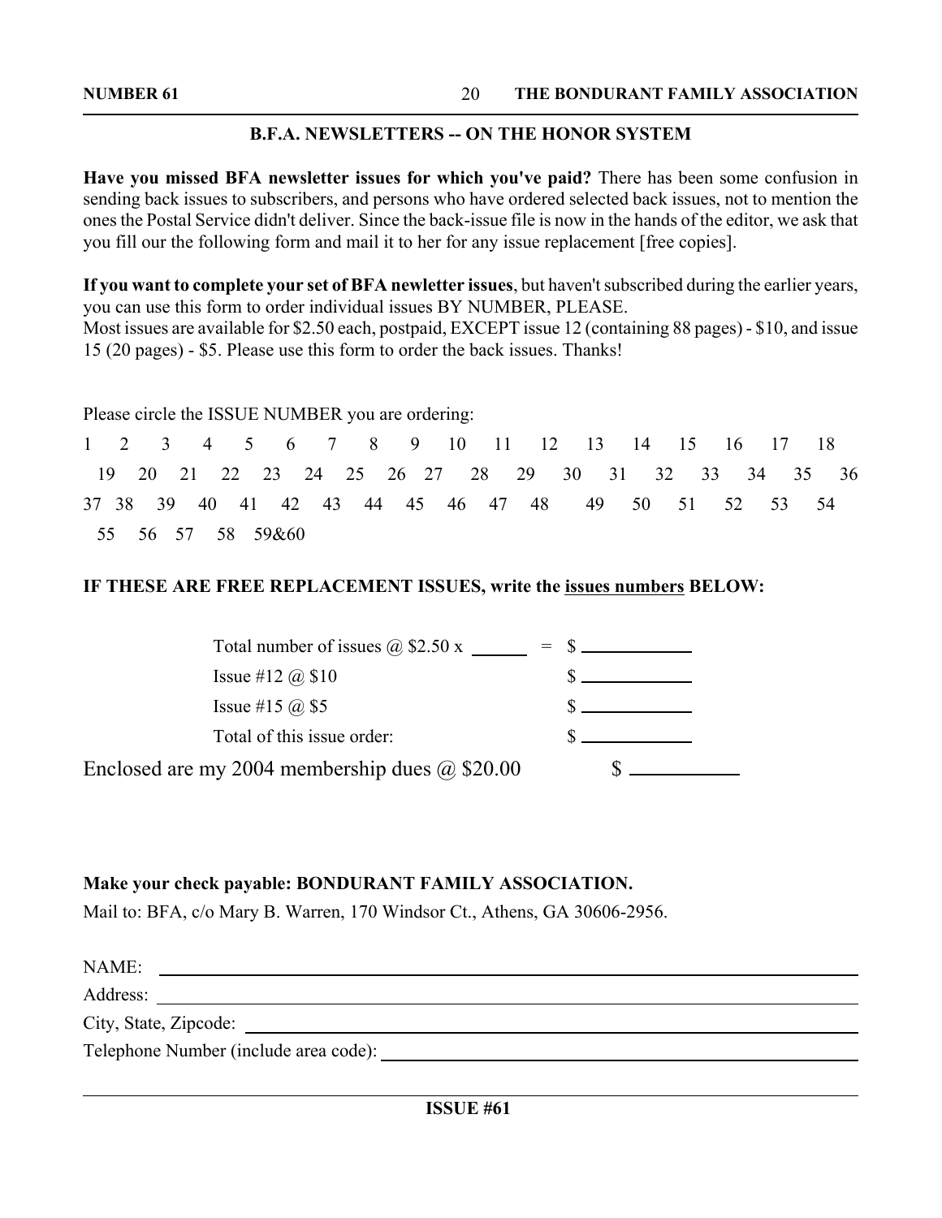## B.F.A. NEWSLETTERS -- ON THE HONOR SYSTEM

**Have you missed BFA newsletter issues for which you've paid?** There has been some confusion in sending back issues to subscribers, and persons who have ordered selected back issues, not to mention the ones the Postal Service didn't deliver. Since the back-issue file is now in the hands of the editor, we ask that you fill our the following form and mail it to her for any issue replacement [free copies].

**If you want to complete your set of BFA newletter issues**, but haven't subscribed during the earlier years, you can use this form to order individual issues BY NUMBER, PLEASE.
Most issues are available for $2.50 each, postpaid, EXCEPT issue 12 (containing 88 pages) - $10, and issue 15 (20 pages) - $5. Please use this form to order the back issues. Thanks!

Please circle the ISSUE NUMBER you are ordering:

1 2 3 4 5 6 7 8 9 10 11 12 13 14 15 16 17 18
19 20 21 22 23 24 25 26 27 28 29 30 31 32 33 34 35 36
37 38 39 40 41 42 43 44 45 46 47 48 49 50 51 52 53 54
55 56 57 58 59&60

**IF THESE ARE FREE REPLACEMENT ISSUES, write the issues numbers BELOW:**

Total number of issues @ $2.50 x ______ = $ __________
Issue #12 @ $10 $ __________
Issue #15 @ $5 $ __________
Total of this issue order: $ __________
Enclosed are my 2004 membership dues @ $20.00 $ __________

**Make your check payable: BONDURANT FAMILY ASSOCIATION.**
Mail to: BFA, c/o Mary B. Warren, 170 Windsor Ct., Athens, GA 30606-2956.

NAME: ______________________________
Address: ______________________________
City, State, Zipcode: ______________________________
Telephone Number (include area code): ______________________________

**ISSUE #61**